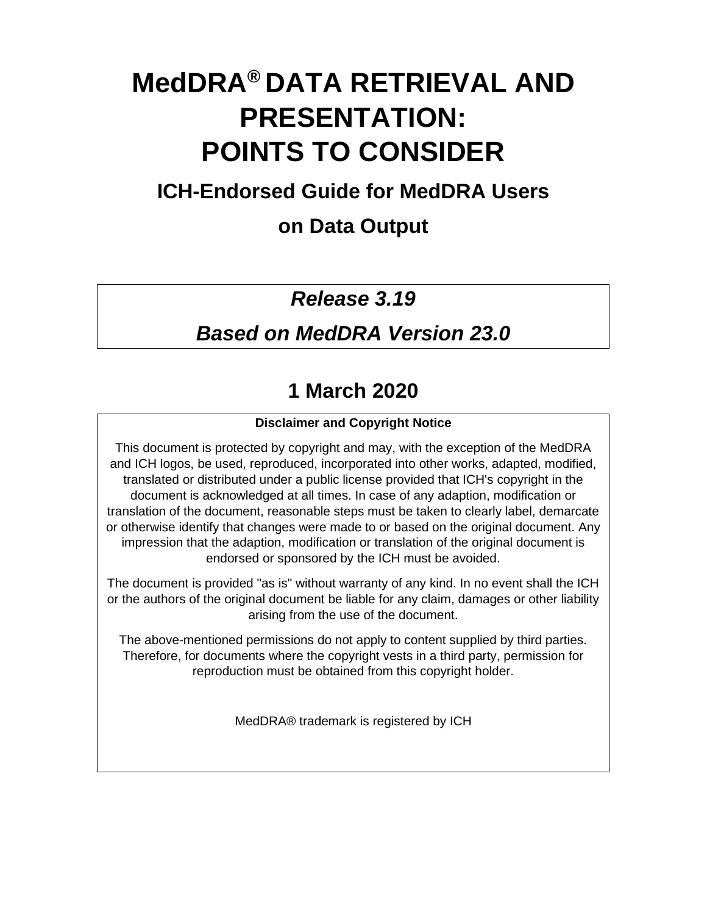# MedDRA® DATA RETRIEVAL AND PRESENTATION: POINTS TO CONSIDER

## ICH-Endorsed Guide for MedDRA Users on Data Output

***Release 3.19***

***Based on MedDRA Version 23.0***

## 1 March 2020

**Disclaimer and Copyright Notice**

This document is protected by copyright and may, with the exception of the MedDRA and ICH logos, be used, reproduced, incorporated into other works, adapted, modified, translated or distributed under a public license provided that ICH's copyright in the document is acknowledged at all times. In case of any adaption, modification or translation of the document, reasonable steps must be taken to clearly label, demarcate or otherwise identify that changes were made to or based on the original document. Any impression that the adaption, modification or translation of the original document is endorsed or sponsored by the ICH must be avoided.

The document is provided "as is" without warranty of any kind. In no event shall the ICH or the authors of the original document be liable for any claim, damages or other liability arising from the use of the document.

The above-mentioned permissions do not apply to content supplied by third parties. Therefore, for documents where the copyright vests in a third party, permission for reproduction must be obtained from this copyright holder.

MedDRA® trademark is registered by ICH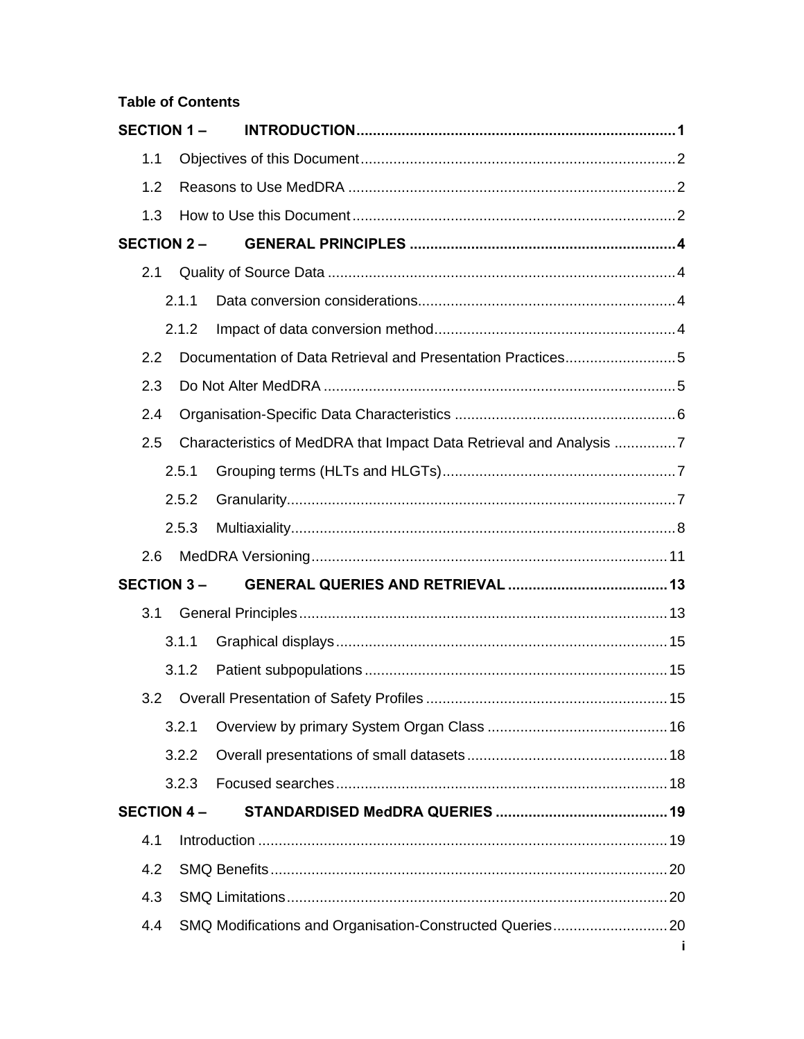**Table of Contents**

**SECTION 1 – INTRODUCTION** .......... 1

- 1.1 Objectives of this Document .......... 2
- 1.2 Reasons to Use MedDRA .......... 2
- 1.3 How to Use this Document .......... 2

**SECTION 2 – GENERAL PRINCIPLES** .......... 4

- 2.1 Quality of Source Data .......... 4
  - 2.1.1 Data conversion considerations .......... 4
  - 2.1.2 Impact of data conversion method .......... 4
- 2.2 Documentation of Data Retrieval and Presentation Practices .......... 5
- 2.3 Do Not Alter MedDRA .......... 5
- 2.4 Organisation-Specific Data Characteristics .......... 6
- 2.5 Characteristics of MedDRA that Impact Data Retrieval and Analysis .......... 7
  - 2.5.1 Grouping terms (HLTs and HLGTs) .......... 7
  - 2.5.2 Granularity .......... 7
  - 2.5.3 Multiaxiality .......... 8
- 2.6 MedDRA Versioning .......... 11

**SECTION 3 – GENERAL QUERIES AND RETRIEVAL** .......... 13

- 3.1 General Principles .......... 13
  - 3.1.1 Graphical displays .......... 15
  - 3.1.2 Patient subpopulations .......... 15
- 3.2 Overall Presentation of Safety Profiles .......... 15
  - 3.2.1 Overview by primary System Organ Class .......... 16
  - 3.2.2 Overall presentations of small datasets .......... 18
  - 3.2.3 Focused searches .......... 18

**SECTION 4 – STANDARDISED MedDRA QUERIES** .......... 19

- 4.1 Introduction .......... 19
- 4.2 SMQ Benefits .......... 20
- 4.3 SMQ Limitations .......... 20
- 4.4 SMQ Modifications and Organisation-Constructed Queries .......... 20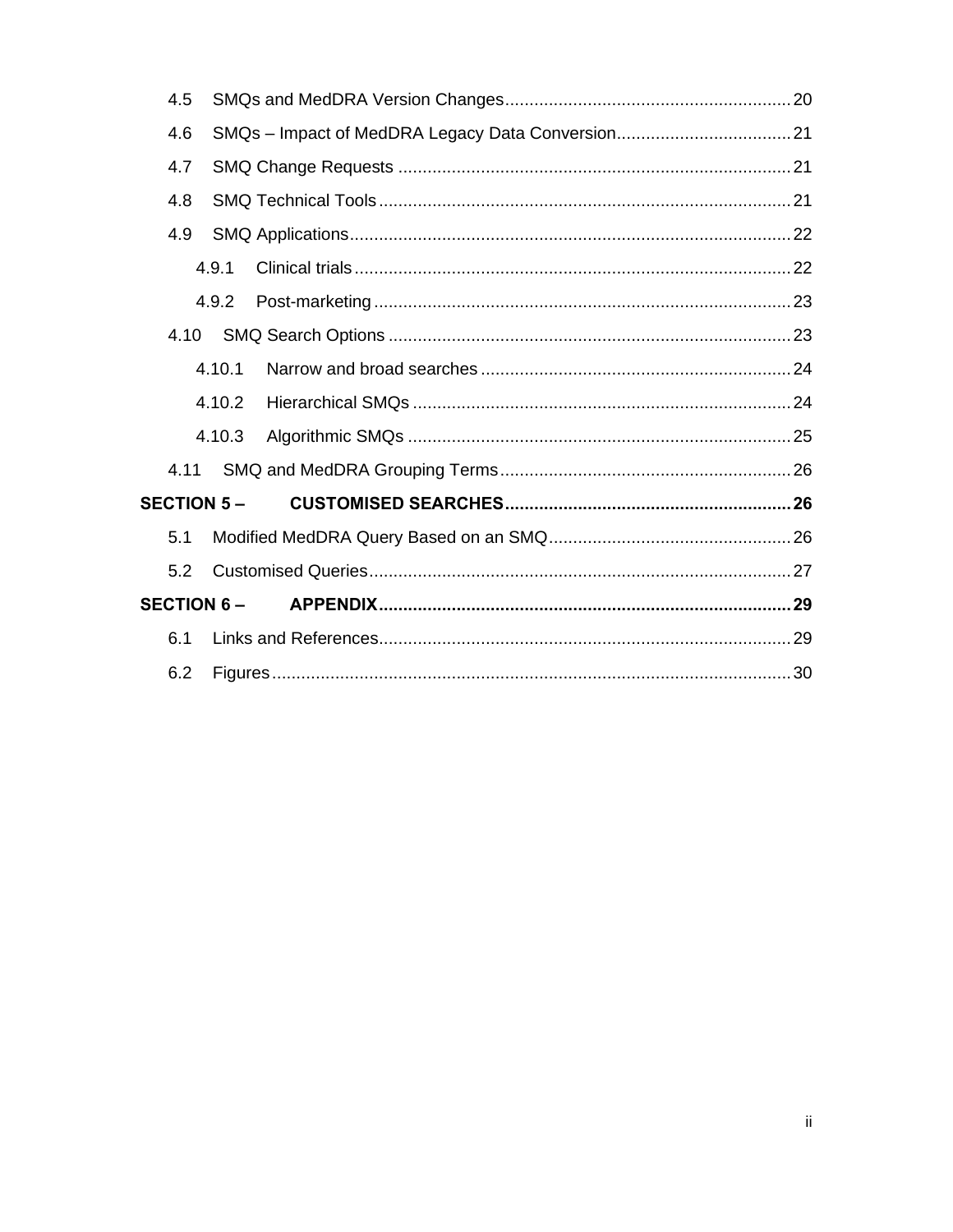4.5 SMQs and MedDRA Version Changes .......... 20

4.6 SMQs – Impact of MedDRA Legacy Data Conversion .......... 21

4.7 SMQ Change Requests .......... 21

4.8 SMQ Technical Tools .......... 21

4.9 SMQ Applications .......... 22

4.9.1 Clinical trials .......... 22

4.9.2 Post-marketing .......... 23

4.10 SMQ Search Options .......... 23

4.10.1 Narrow and broad searches .......... 24

4.10.2 Hierarchical SMQs .......... 24

4.10.3 Algorithmic SMQs .......... 25

4.11 SMQ and MedDRA Grouping Terms .......... 26

**SECTION 5 – CUSTOMISED SEARCHES .......... 26**

5.1 Modified MedDRA Query Based on an SMQ .......... 26

5.2 Customised Queries .......... 27

**SECTION 6 – APPENDIX .......... 29**

6.1 Links and References .......... 29

6.2 Figures .......... 30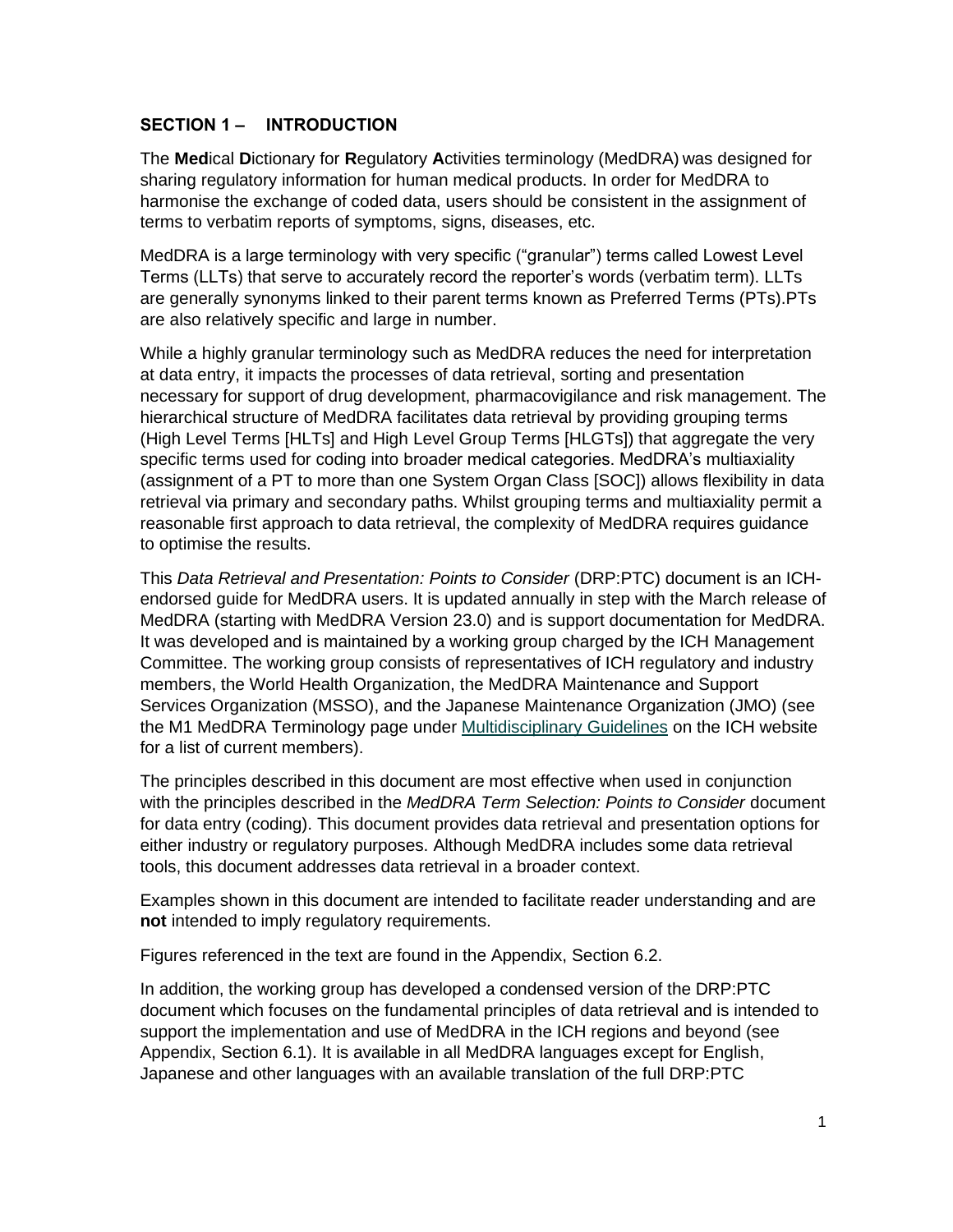## SECTION 1 – INTRODUCTION

The **Med**ical **D**ictionary for **R**egulatory **A**ctivities terminology (MedDRA) was designed for sharing regulatory information for human medical products. In order for MedDRA to harmonise the exchange of coded data, users should be consistent in the assignment of terms to verbatim reports of symptoms, signs, diseases, etc.

MedDRA is a large terminology with very specific ("granular") terms called Lowest Level Terms (LLTs) that serve to accurately record the reporter's words (verbatim term). LLTs are generally synonyms linked to their parent terms known as Preferred Terms (PTs).PTs are also relatively specific and large in number.

While a highly granular terminology such as MedDRA reduces the need for interpretation at data entry, it impacts the processes of data retrieval, sorting and presentation necessary for support of drug development, pharmacovigilance and risk management. The hierarchical structure of MedDRA facilitates data retrieval by providing grouping terms (High Level Terms [HLTs] and High Level Group Terms [HLGTs]) that aggregate the very specific terms used for coding into broader medical categories. MedDRA's multiaxiality (assignment of a PT to more than one System Organ Class [SOC]) allows flexibility in data retrieval via primary and secondary paths. Whilst grouping terms and multiaxiality permit a reasonable first approach to data retrieval, the complexity of MedDRA requires guidance to optimise the results.

This *Data Retrieval and Presentation: Points to Consider* (DRP:PTC) document is an ICH-endorsed guide for MedDRA users. It is updated annually in step with the March release of MedDRA (starting with MedDRA Version 23.0) and is support documentation for MedDRA. It was developed and is maintained by a working group charged by the ICH Management Committee. The working group consists of representatives of ICH regulatory and industry members, the World Health Organization, the MedDRA Maintenance and Support Services Organization (MSSO), and the Japanese Maintenance Organization (JMO) (see the M1 MedDRA Terminology page under Multidisciplinary Guidelines on the ICH website for a list of current members).

The principles described in this document are most effective when used in conjunction with the principles described in the *MedDRA Term Selection: Points to Consider* document for data entry (coding). This document provides data retrieval and presentation options for either industry or regulatory purposes. Although MedDRA includes some data retrieval tools, this document addresses data retrieval in a broader context.

Examples shown in this document are intended to facilitate reader understanding and are **not** intended to imply regulatory requirements.

Figures referenced in the text are found in the Appendix, Section 6.2.

In addition, the working group has developed a condensed version of the DRP:PTC document which focuses on the fundamental principles of data retrieval and is intended to support the implementation and use of MedDRA in the ICH regions and beyond (see Appendix, Section 6.1). It is available in all MedDRA languages except for English, Japanese and other languages with an available translation of the full DRP:PTC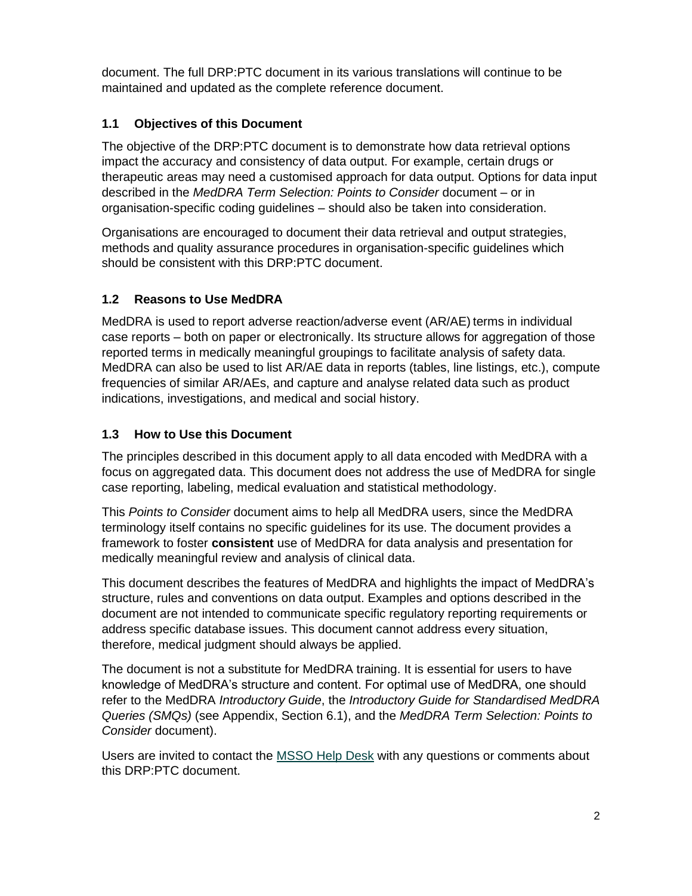document. The full DRP:PTC document in its various translations will continue to be maintained and updated as the complete reference document.

### 1.1 Objectives of this Document

The objective of the DRP:PTC document is to demonstrate how data retrieval options impact the accuracy and consistency of data output. For example, certain drugs or therapeutic areas may need a customised approach for data output. Options for data input described in the *MedDRA Term Selection: Points to Consider* document – or in organisation-specific coding guidelines – should also be taken into consideration.

Organisations are encouraged to document their data retrieval and output strategies, methods and quality assurance procedures in organisation-specific guidelines which should be consistent with this DRP:PTC document.

### 1.2 Reasons to Use MedDRA

MedDRA is used to report adverse reaction/adverse event (AR/AE) terms in individual case reports – both on paper or electronically. Its structure allows for aggregation of those reported terms in medically meaningful groupings to facilitate analysis of safety data. MedDRA can also be used to list AR/AE data in reports (tables, line listings, etc.), compute frequencies of similar AR/AEs, and capture and analyse related data such as product indications, investigations, and medical and social history.

### 1.3 How to Use this Document

The principles described in this document apply to all data encoded with MedDRA with a focus on aggregated data. This document does not address the use of MedDRA for single case reporting, labeling, medical evaluation and statistical methodology.

This *Points to Consider* document aims to help all MedDRA users, since the MedDRA terminology itself contains no specific guidelines for its use. The document provides a framework to foster **consistent** use of MedDRA for data analysis and presentation for medically meaningful review and analysis of clinical data.

This document describes the features of MedDRA and highlights the impact of MedDRA's structure, rules and conventions on data output. Examples and options described in the document are not intended to communicate specific regulatory reporting requirements or address specific database issues. This document cannot address every situation, therefore, medical judgment should always be applied.

The document is not a substitute for MedDRA training. It is essential for users to have knowledge of MedDRA's structure and content. For optimal use of MedDRA, one should refer to the MedDRA *Introductory Guide*, the *Introductory Guide for Standardised MedDRA Queries (SMQs)* (see Appendix, Section 6.1), and the *MedDRA Term Selection: Points to Consider* document).

Users are invited to contact the MSSO Help Desk with any questions or comments about this DRP:PTC document.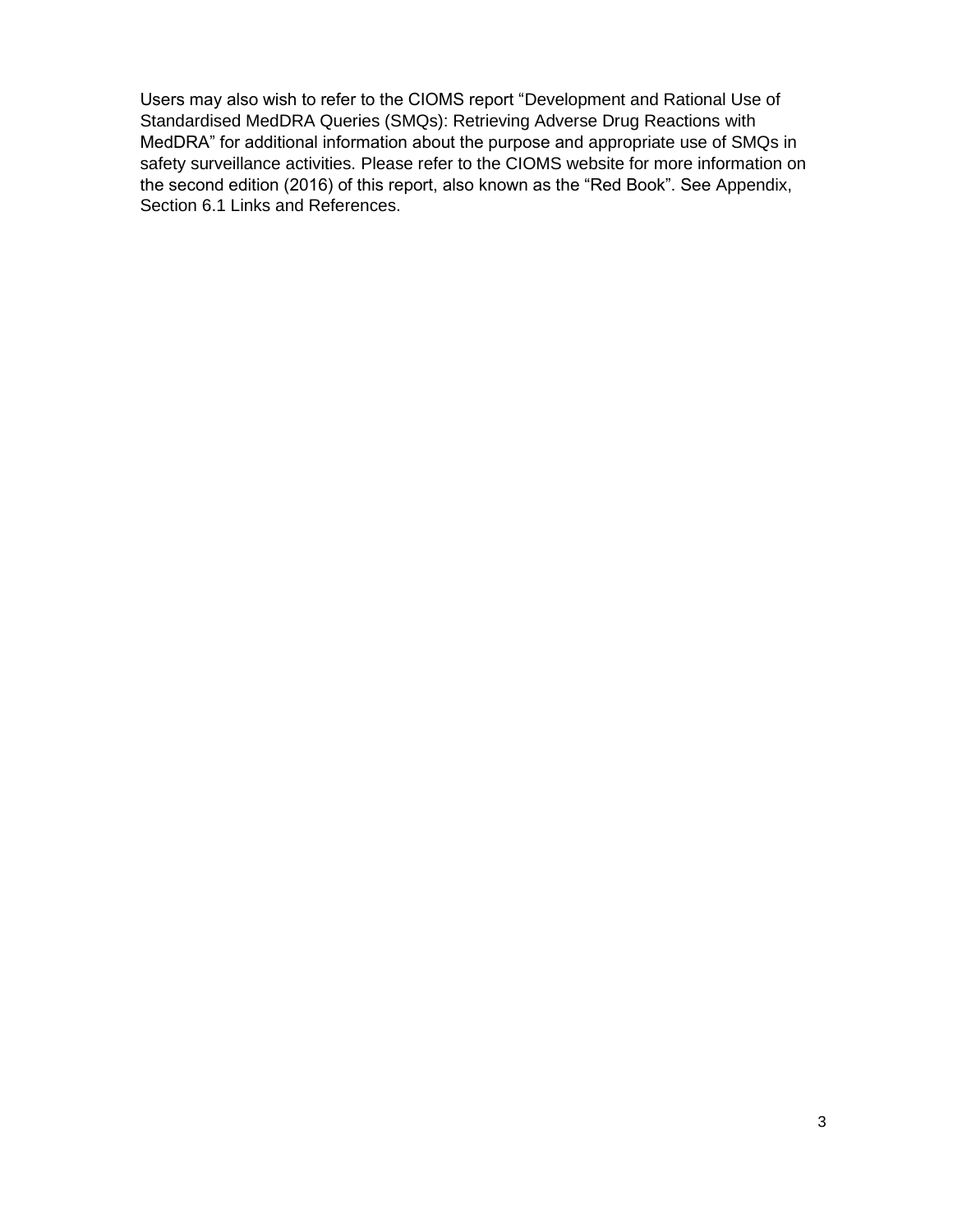Users may also wish to refer to the CIOMS report "Development and Rational Use of Standardised MedDRA Queries (SMQs): Retrieving Adverse Drug Reactions with MedDRA" for additional information about the purpose and appropriate use of SMQs in safety surveillance activities. Please refer to the CIOMS website for more information on the second edition (2016) of this report, also known as the "Red Book". See Appendix, Section 6.1 Links and References.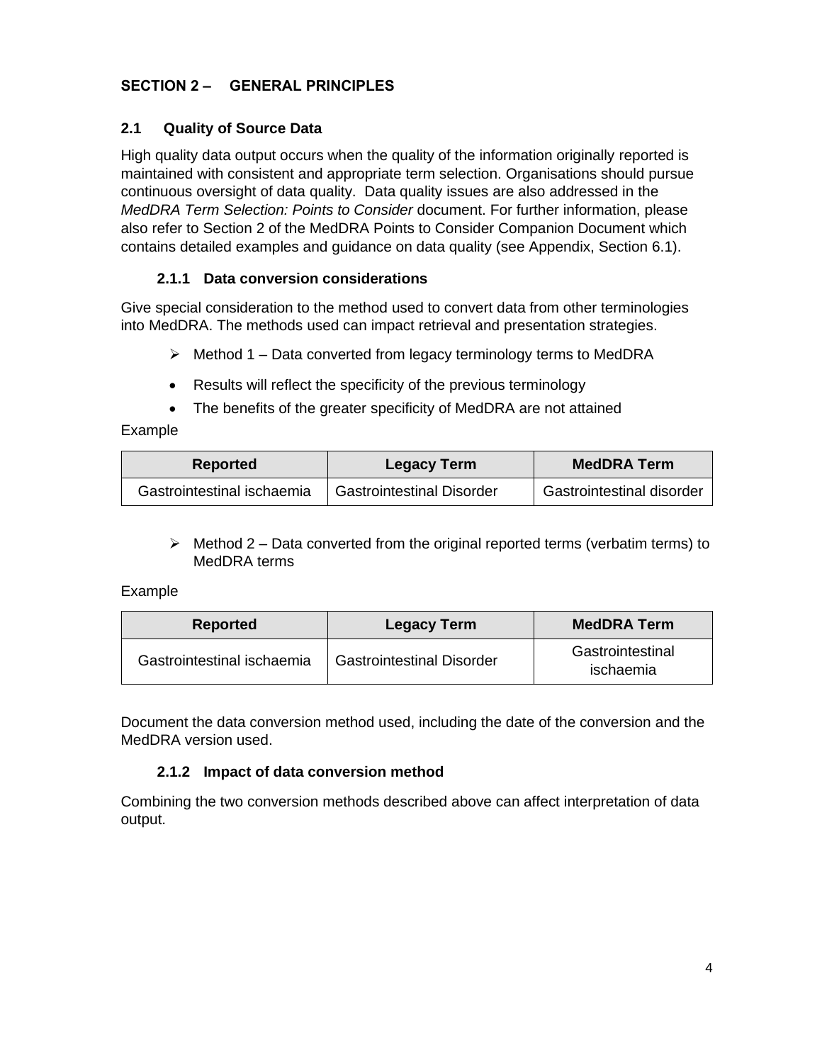## SECTION 2 – GENERAL PRINCIPLES

### 2.1 Quality of Source Data

High quality data output occurs when the quality of the information originally reported is maintained with consistent and appropriate term selection. Organisations should pursue continuous oversight of data quality. Data quality issues are also addressed in the *MedDRA Term Selection: Points to Consider* document. For further information, please also refer to Section 2 of the MedDRA Points to Consider Companion Document which contains detailed examples and guidance on data quality (see Appendix, Section 6.1).

#### 2.1.1 Data conversion considerations

Give special consideration to the method used to convert data from other terminologies into MedDRA. The methods used can impact retrieval and presentation strategies.

- Method 1 – Data converted from legacy terminology terms to MedDRA
  - Results will reflect the specificity of the previous terminology
  - The benefits of the greater specificity of MedDRA are not attained

Example

| Reported | Legacy Term | MedDRA Term |
|---|---|---|
| Gastrointestinal ischaemia | Gastrointestinal Disorder | Gastrointestinal disorder |

- Method 2 – Data converted from the original reported terms (verbatim terms) to MedDRA terms

Example

| Reported | Legacy Term | MedDRA Term |
|---|---|---|
| Gastrointestinal ischaemia | Gastrointestinal Disorder | Gastrointestinal ischaemia |

Document the data conversion method used, including the date of the conversion and the MedDRA version used.

#### 2.1.2 Impact of data conversion method

Combining the two conversion methods described above can affect interpretation of data output.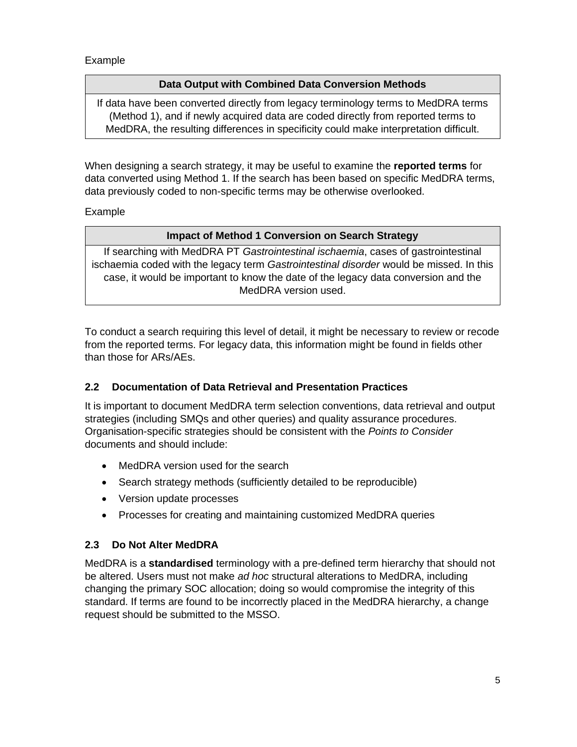Example

| Data Output with Combined Data Conversion Methods |
| --- |
| If data have been converted directly from legacy terminology terms to MedDRA terms (Method 1), and if newly acquired data are coded directly from reported terms to MedDRA, the resulting differences in specificity could make interpretation difficult. |

When designing a search strategy, it may be useful to examine the **reported terms** for data converted using Method 1. If the search has been based on specific MedDRA terms, data previously coded to non-specific terms may be otherwise overlooked.

Example

| Impact of Method 1 Conversion on Search Strategy |
| --- |
| If searching with MedDRA PT *Gastrointestinal ischaemia*, cases of gastrointestinal ischaemia coded with the legacy term *Gastrointestinal disorder* would be missed. In this case, it would be important to know the date of the legacy data conversion and the MedDRA version used. |

To conduct a search requiring this level of detail, it might be necessary to review or recode from the reported terms. For legacy data, this information might be found in fields other than those for ARs/AEs.

### 2.2 Documentation of Data Retrieval and Presentation Practices

It is important to document MedDRA term selection conventions, data retrieval and output strategies (including SMQs and other queries) and quality assurance procedures. Organisation-specific strategies should be consistent with the *Points to Consider* documents and should include:

- MedDRA version used for the search
- Search strategy methods (sufficiently detailed to be reproducible)
- Version update processes
- Processes for creating and maintaining customized MedDRA queries

### 2.3 Do Not Alter MedDRA

MedDRA is a **standardised** terminology with a pre-defined term hierarchy that should not be altered. Users must not make *ad hoc* structural alterations to MedDRA, including changing the primary SOC allocation; doing so would compromise the integrity of this standard. If terms are found to be incorrectly placed in the MedDRA hierarchy, a change request should be submitted to the MSSO.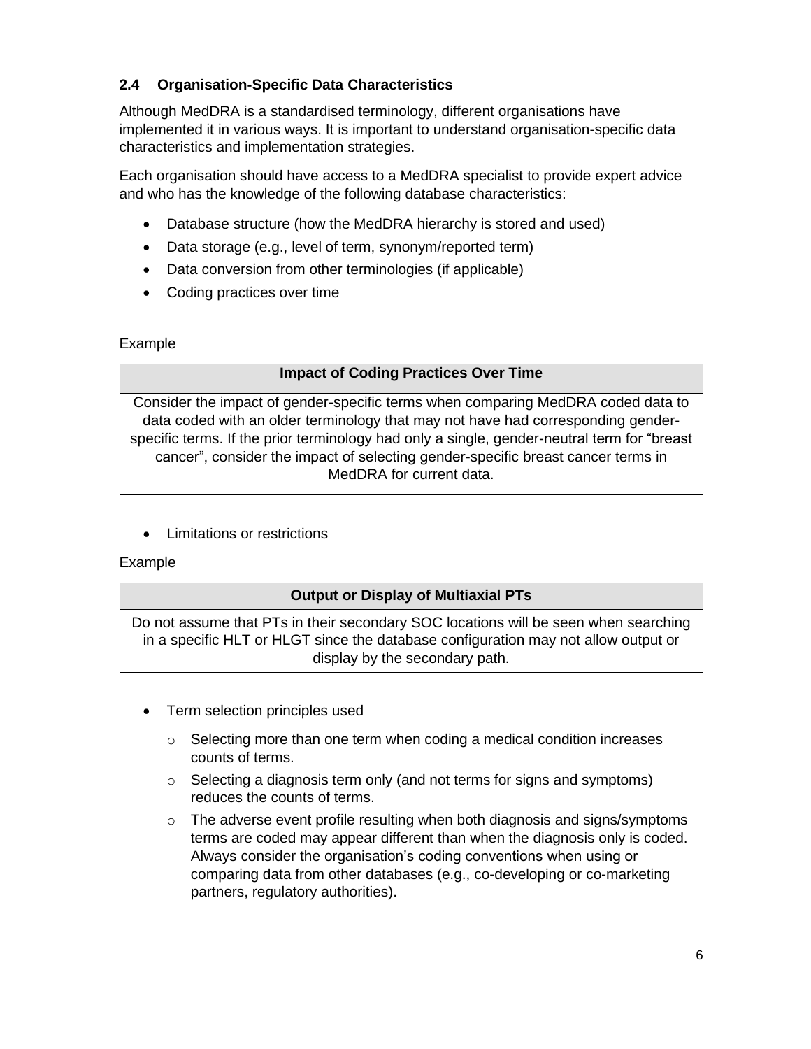## 2.4 Organisation-Specific Data Characteristics

Although MedDRA is a standardised terminology, different organisations have implemented it in various ways. It is important to understand organisation-specific data characteristics and implementation strategies.

Each organisation should have access to a MedDRA specialist to provide expert advice and who has the knowledge of the following database characteristics:

- Database structure (how the MedDRA hierarchy is stored and used)
- Data storage (e.g., level of term, synonym/reported term)
- Data conversion from other terminologies (if applicable)
- Coding practices over time

Example

| Impact of Coding Practices Over Time |
| --- |
| Consider the impact of gender-specific terms when comparing MedDRA coded data to data coded with an older terminology that may not have had corresponding gender-specific terms. If the prior terminology had only a single, gender-neutral term for "breast cancer", consider the impact of selecting gender-specific breast cancer terms in MedDRA for current data. |

- Limitations or restrictions

Example

| Output or Display of Multiaxial PTs |
| --- |
| Do not assume that PTs in their secondary SOC locations will be seen when searching in a specific HLT or HLGT since the database configuration may not allow output or display by the secondary path. |

- Term selection principles used
  - Selecting more than one term when coding a medical condition increases counts of terms.
  - Selecting a diagnosis term only (and not terms for signs and symptoms) reduces the counts of terms.
  - The adverse event profile resulting when both diagnosis and signs/symptoms terms are coded may appear different than when the diagnosis only is coded. Always consider the organisation's coding conventions when using or comparing data from other databases (e.g., co-developing or co-marketing partners, regulatory authorities).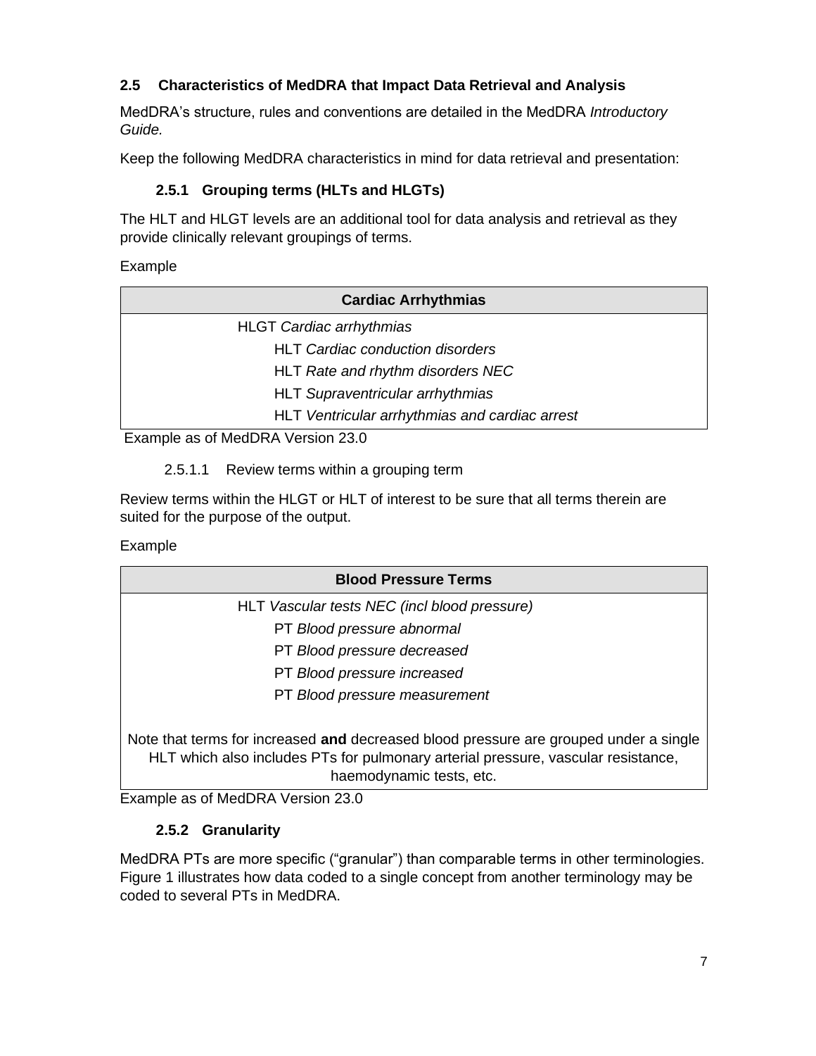### 2.5 Characteristics of MedDRA that Impact Data Retrieval and Analysis

MedDRA's structure, rules and conventions are detailed in the MedDRA *Introductory Guide.*

Keep the following MedDRA characteristics in mind for data retrieval and presentation:

#### 2.5.1 Grouping terms (HLTs and HLGTs)

The HLT and HLGT levels are an additional tool for data analysis and retrieval as they provide clinically relevant groupings of terms.

Example

| Cardiac Arrhythmias |
|---|
| HLGT *Cardiac arrhythmias* |
| HLT *Cardiac conduction disorders* |
| HLT *Rate and rhythm disorders NEC* |
| HLT *Supraventricular arrhythmias* |
| HLT *Ventricular arrhythmias and cardiac arrest* |

Example as of MedDRA Version 23.0

2.5.1.1 Review terms within a grouping term

Review terms within the HLGT or HLT of interest to be sure that all terms therein are suited for the purpose of the output.

Example

| Blood Pressure Terms |
|---|
| HLT *Vascular tests NEC (incl blood pressure)* |
| PT *Blood pressure abnormal* |
| PT *Blood pressure decreased* |
| PT *Blood pressure increased* |
| PT *Blood pressure measurement* |
| Note that terms for increased **and** decreased blood pressure are grouped under a single HLT which also includes PTs for pulmonary arterial pressure, vascular resistance, haemodynamic tests, etc. |

Example as of MedDRA Version 23.0

#### 2.5.2 Granularity

MedDRA PTs are more specific ("granular") than comparable terms in other terminologies. Figure 1 illustrates how data coded to a single concept from another terminology may be coded to several PTs in MedDRA.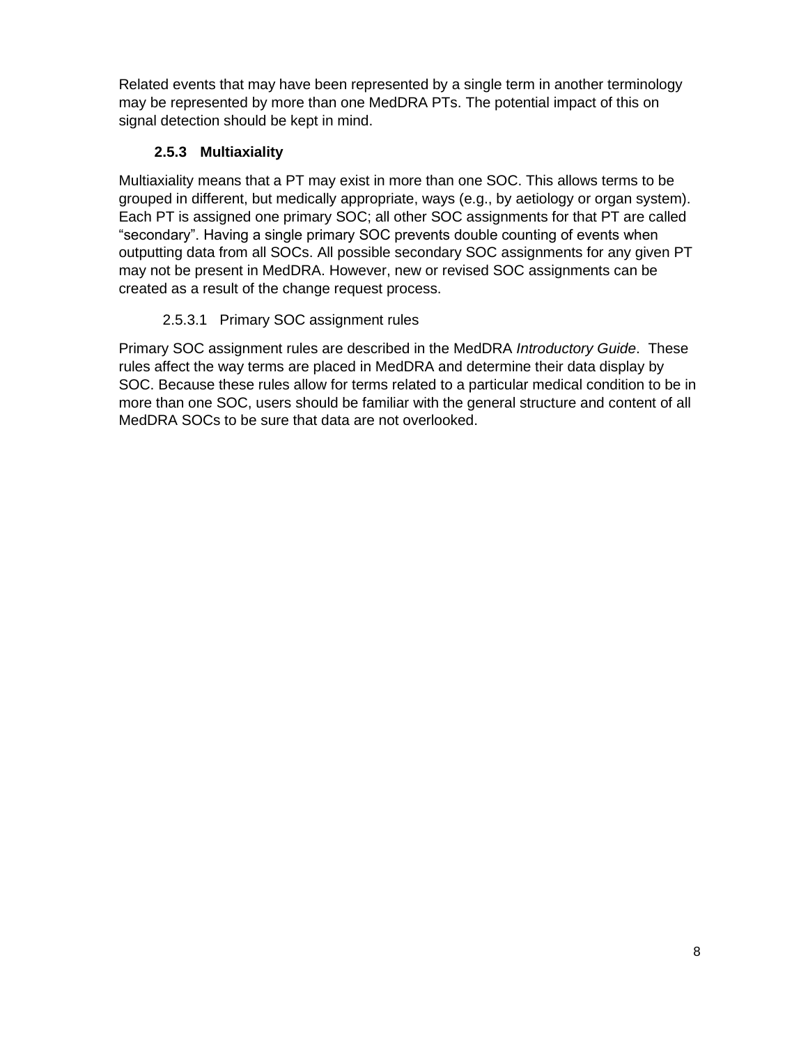Related events that may have been represented by a single term in another terminology may be represented by more than one MedDRA PTs. The potential impact of this on signal detection should be kept in mind.

### 2.5.3 Multiaxiality

Multiaxiality means that a PT may exist in more than one SOC. This allows terms to be grouped in different, but medically appropriate, ways (e.g., by aetiology or organ system). Each PT is assigned one primary SOC; all other SOC assignments for that PT are called "secondary". Having a single primary SOC prevents double counting of events when outputting data from all SOCs. All possible secondary SOC assignments for any given PT may not be present in MedDRA. However, new or revised SOC assignments can be created as a result of the change request process.

#### 2.5.3.1 Primary SOC assignment rules

Primary SOC assignment rules are described in the MedDRA *Introductory Guide*. These rules affect the way terms are placed in MedDRA and determine their data display by SOC. Because these rules allow for terms related to a particular medical condition to be in more than one SOC, users should be familiar with the general structure and content of all MedDRA SOCs to be sure that data are not overlooked.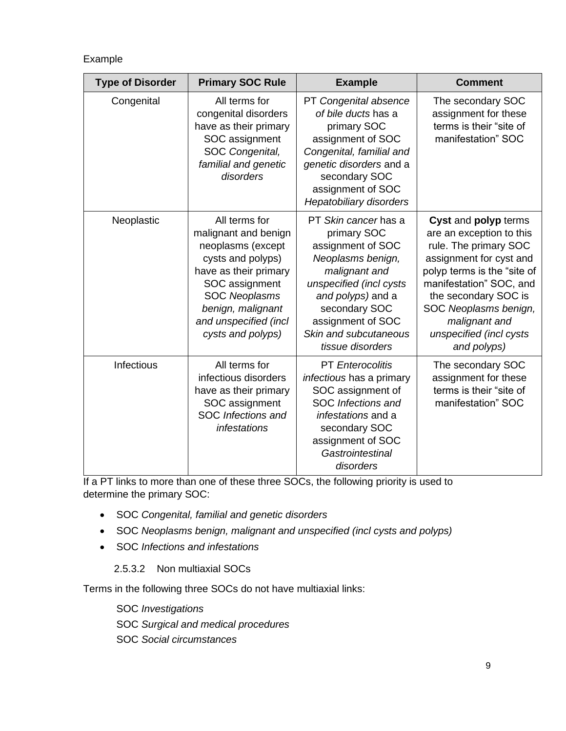Example

| Type of Disorder | Primary SOC Rule | Example | Comment |
|---|---|---|---|
| Congenital | All terms for congenital disorders have as their primary SOC assignment SOC *Congenital, familial and genetic disorders* | PT *Congenital absence of bile ducts* has a primary SOC assignment of SOC *Congenital, familial and genetic disorders* and a secondary SOC assignment of SOC *Hepatobiliary disorders* | The secondary SOC assignment for these terms is their "site of manifestation" SOC |
| Neoplastic | All terms for malignant and benign neoplasms (except cysts and polyps) have as their primary SOC assignment SOC *Neoplasms benign, malignant and unspecified (incl cysts and polyps)* | PT *Skin cancer* has a primary SOC assignment of SOC *Neoplasms benign, malignant and unspecified (incl cysts and polyps)* and a secondary SOC assignment of SOC *Skin and subcutaneous tissue disorders* | **Cyst** and **polyp** terms are an exception to this rule. The primary SOC assignment for cyst and polyp terms is the "site of manifestation" SOC, and the secondary SOC is SOC *Neoplasms benign, malignant and unspecified (incl cysts and polyps)* |
| Infectious | All terms for infectious disorders have as their primary SOC assignment SOC *Infections and infestations* | PT *Enterocolitis infectious* has a primary SOC assignment of SOC *Infections and infestations* and a secondary SOC assignment of SOC *Gastrointestinal disorders* | The secondary SOC assignment for these terms is their "site of manifestation" SOC |

If a PT links to more than one of these three SOCs, the following priority is used to determine the primary SOC:

- SOC *Congenital, familial and genetic disorders*
- SOC *Neoplasms benign, malignant and unspecified (incl cysts and polyps)*
- SOC *Infections and infestations*

#### 2.5.3.2 Non multiaxial SOCs

Terms in the following three SOCs do not have multiaxial links:

SOC *Investigations*
SOC *Surgical and medical procedures*
SOC *Social circumstances*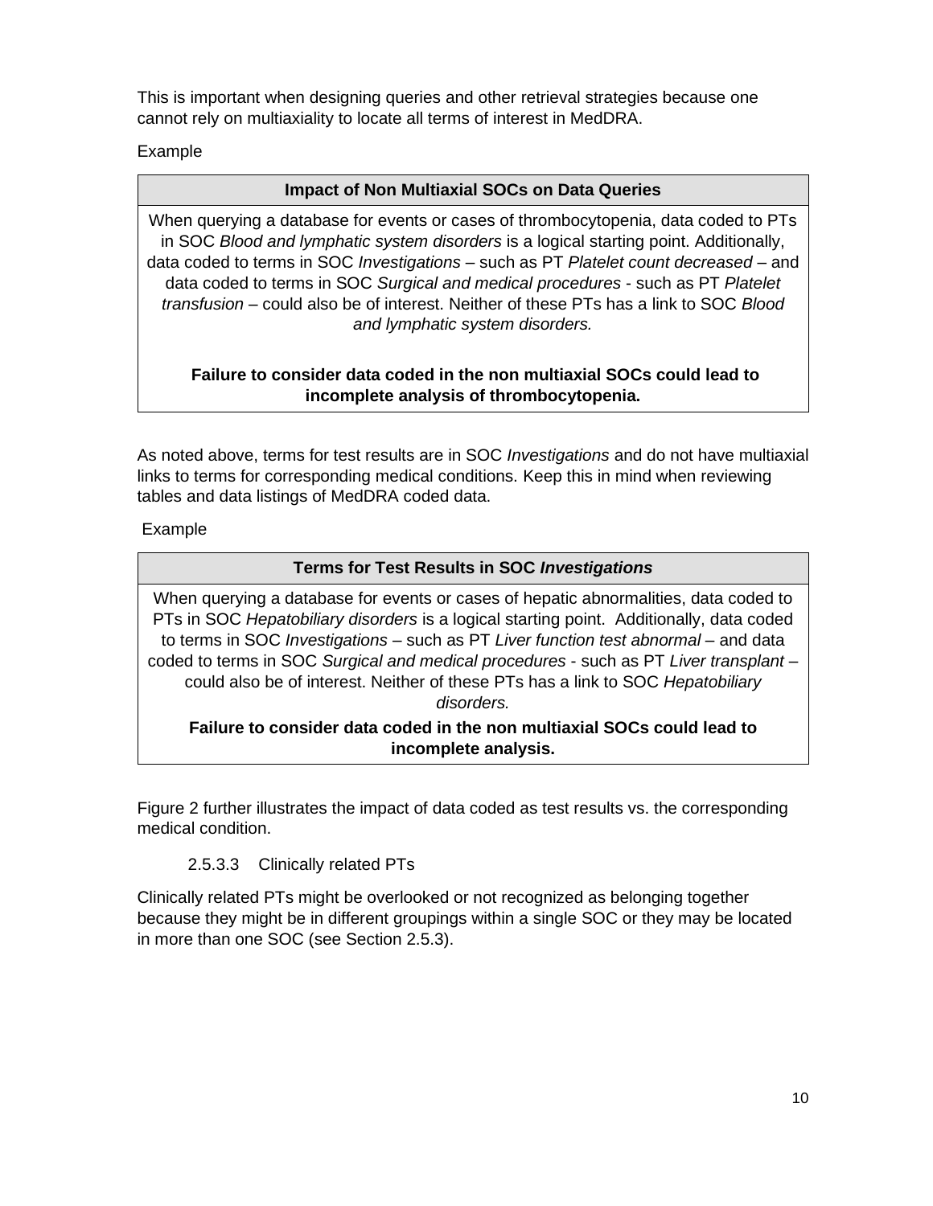This is important when designing queries and other retrieval strategies because one cannot rely on multiaxiality to locate all terms of interest in MedDRA.

Example

| Impact of Non Multiaxial SOCs on Data Queries |
| --- |
| When querying a database for events or cases of thrombocytopenia, data coded to PTs in SOC *Blood and lymphatic system disorders* is a logical starting point. Additionally, data coded to terms in SOC *Investigations* – such as PT *Platelet count decreased* – and data coded to terms in SOC *Surgical and medical procedures* - such as PT *Platelet transfusion* – could also be of interest. Neither of these PTs has a link to SOC *Blood and lymphatic system disorders.* <br><br> **Failure to consider data coded in the non multiaxial SOCs could lead to incomplete analysis of thrombocytopenia.** |

As noted above, terms for test results are in SOC *Investigations* and do not have multiaxial links to terms for corresponding medical conditions. Keep this in mind when reviewing tables and data listings of MedDRA coded data.

Example

| Terms for Test Results in SOC *Investigations* |
| --- |
| When querying a database for events or cases of hepatic abnormalities, data coded to PTs in SOC *Hepatobiliary disorders* is a logical starting point. Additionally, data coded to terms in SOC *Investigations* – such as PT *Liver function test abnormal* – and data coded to terms in SOC *Surgical and medical procedures* - such as PT *Liver transplant* – could also be of interest. Neither of these PTs has a link to SOC *Hepatobiliary disorders.* <br> **Failure to consider data coded in the non multiaxial SOCs could lead to incomplete analysis.** |

Figure 2 further illustrates the impact of data coded as test results vs. the corresponding medical condition.

#### 2.5.3.3 Clinically related PTs

Clinically related PTs might be overlooked or not recognized as belonging together because they might be in different groupings within a single SOC or they may be located in more than one SOC (see Section 2.5.3).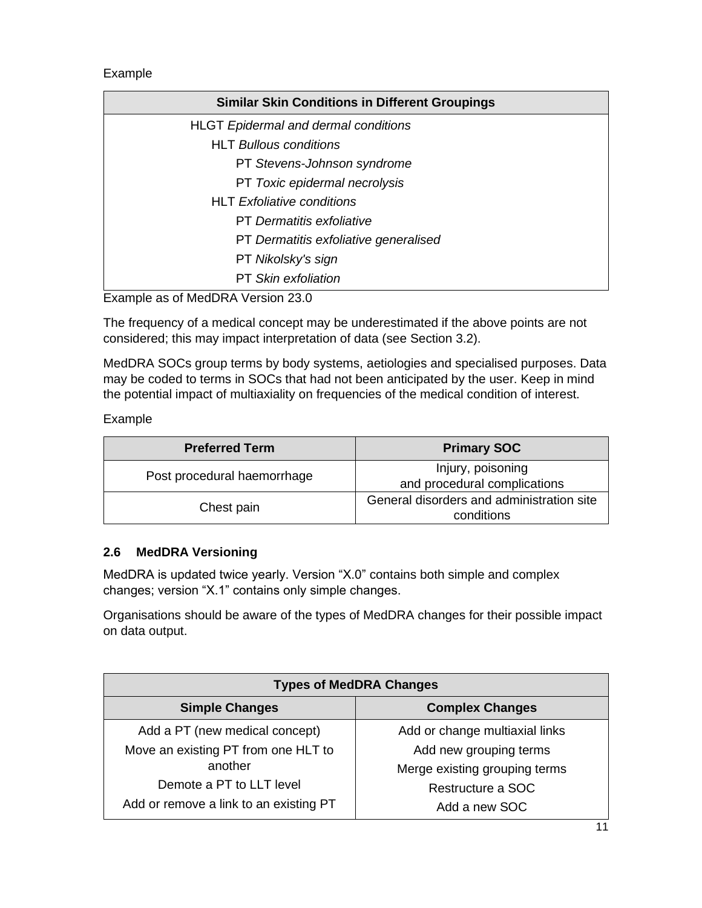Example

| Similar Skin Conditions in Different Groupings |
| --- |
| HLGT *Epidermal and dermal conditions* |
| HLT *Bullous conditions* |
| PT *Stevens-Johnson syndrome* |
| PT *Toxic epidermal necrolysis* |
| HLT *Exfoliative conditions* |
| PT *Dermatitis exfoliative* |
| PT *Dermatitis exfoliative generalised* |
| PT *Nikolsky's sign* |
| PT *Skin exfoliation* |

Example as of MedDRA Version 23.0

The frequency of a medical concept may be underestimated if the above points are not considered; this may impact interpretation of data (see Section 3.2).

MedDRA SOCs group terms by body systems, aetiologies and specialised purposes. Data may be coded to terms in SOCs that had not been anticipated by the user. Keep in mind the potential impact of multiaxiality on frequencies of the medical condition of interest.

Example

| Preferred Term | Primary SOC |
| --- | --- |
| Post procedural haemorrhage | Injury, poisoning and procedural complications |
| Chest pain | General disorders and administration site conditions |

### 2.6 MedDRA Versioning

MedDRA is updated twice yearly. Version "X.0" contains both simple and complex changes; version "X.1" contains only simple changes.

Organisations should be aware of the types of MedDRA changes for their possible impact on data output.

| Types of MedDRA Changes | |
| --- | --- |
| **Simple Changes** | **Complex Changes** |
| Add a PT (new medical concept) | Add or change multiaxial links |
| Move an existing PT from one HLT to another | Add new grouping terms |
| Demote a PT to LLT level | Merge existing grouping terms |
| Add or remove a link to an existing PT | Restructure a SOC |
| | Add a new SOC |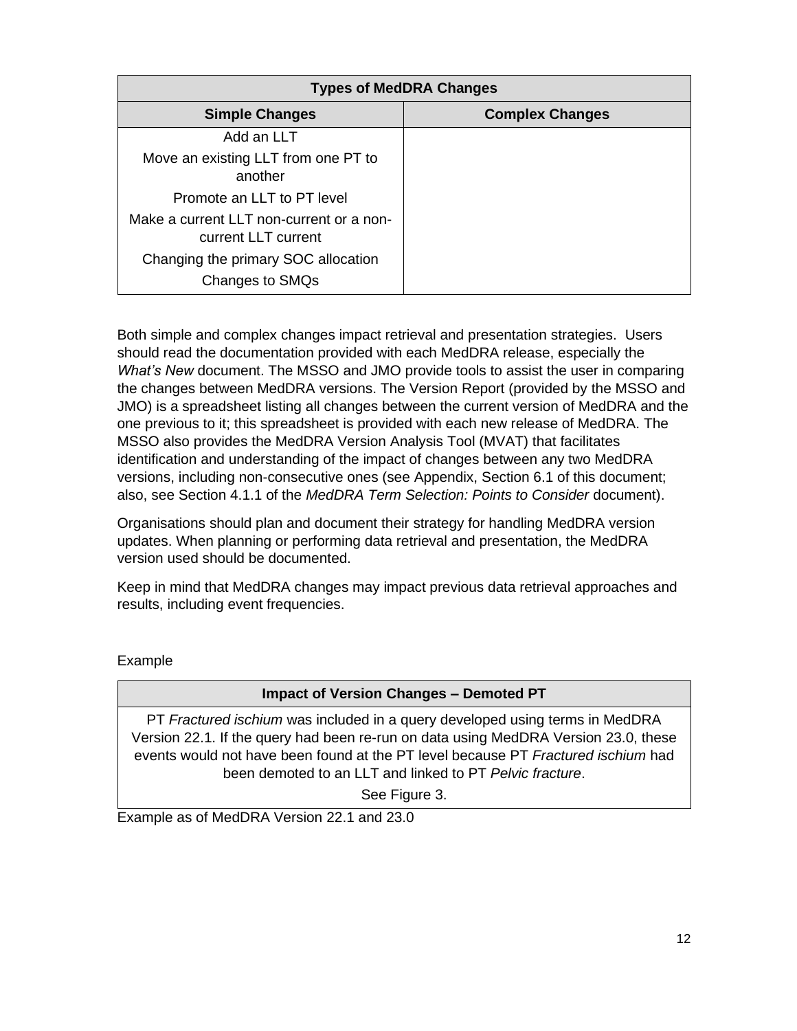| Types of MedDRA Changes | |
|---|---|
| **Simple Changes** | **Complex Changes** |
| Add an LLT | |
| Move an existing LLT from one PT to another | |
| Promote an LLT to PT level | |
| Make a current LLT non-current or a non-current LLT current | |
| Changing the primary SOC allocation | |
| Changes to SMQs | |

Both simple and complex changes impact retrieval and presentation strategies. Users should read the documentation provided with each MedDRA release, especially the *What's New* document. The MSSO and JMO provide tools to assist the user in comparing the changes between MedDRA versions. The Version Report (provided by the MSSO and JMO) is a spreadsheet listing all changes between the current version of MedDRA and the one previous to it; this spreadsheet is provided with each new release of MedDRA. The MSSO also provides the MedDRA Version Analysis Tool (MVAT) that facilitates identification and understanding of the impact of changes between any two MedDRA versions, including non-consecutive ones (see Appendix, Section 6.1 of this document; also, see Section 4.1.1 of the *MedDRA Term Selection: Points to Consider* document).

Organisations should plan and document their strategy for handling MedDRA version updates. When planning or performing data retrieval and presentation, the MedDRA version used should be documented.

Keep in mind that MedDRA changes may impact previous data retrieval approaches and results, including event frequencies.

Example

| Impact of Version Changes – Demoted PT |
|---|
| PT *Fractured ischium* was included in a query developed using terms in MedDRA Version 22.1. If the query had been re-run on data using MedDRA Version 23.0, these events would not have been found at the PT level because PT *Fractured ischium* had been demoted to an LLT and linked to PT *Pelvic fracture*. |
| See Figure 3. |

Example as of MedDRA Version 22.1 and 23.0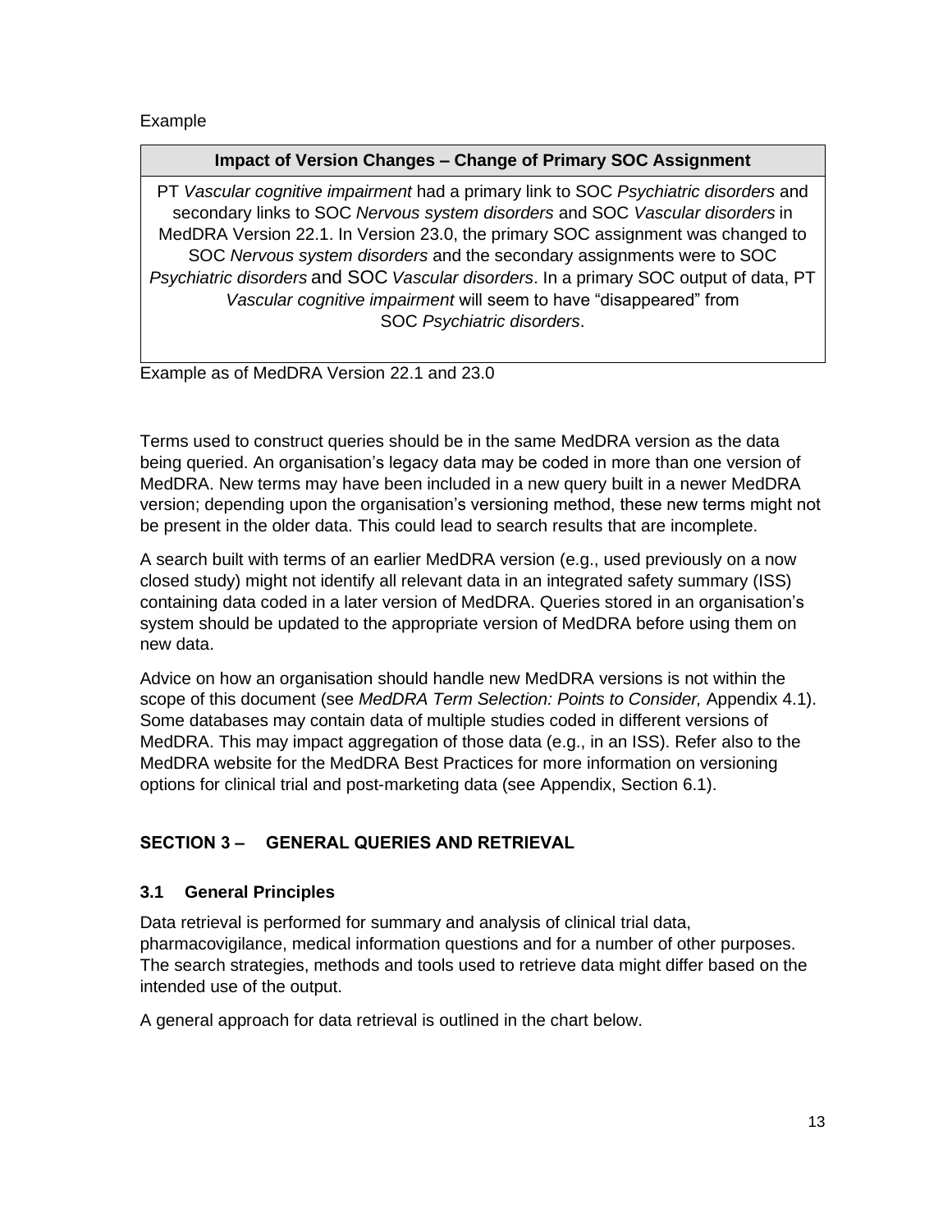Example

| Impact of Version Changes – Change of Primary SOC Assignment |
|---|
| PT *Vascular cognitive impairment* had a primary link to SOC *Psychiatric disorders* and secondary links to SOC *Nervous system disorders* and SOC *Vascular disorders* in MedDRA Version 22.1. In Version 23.0, the primary SOC assignment was changed to SOC *Nervous system disorders* and the secondary assignments were to SOC *Psychiatric disorders* and SOC *Vascular disorders*. In a primary SOC output of data, PT *Vascular cognitive impairment* will seem to have "disappeared" from SOC *Psychiatric disorders*. |

Example as of MedDRA Version 22.1 and 23.0

Terms used to construct queries should be in the same MedDRA version as the data being queried. An organisation's legacy data may be coded in more than one version of MedDRA. New terms may have been included in a new query built in a newer MedDRA version; depending upon the organisation's versioning method, these new terms might not be present in the older data. This could lead to search results that are incomplete.

A search built with terms of an earlier MedDRA version (e.g., used previously on a now closed study) might not identify all relevant data in an integrated safety summary (ISS) containing data coded in a later version of MedDRA. Queries stored in an organisation's system should be updated to the appropriate version of MedDRA before using them on new data.

Advice on how an organisation should handle new MedDRA versions is not within the scope of this document (see *MedDRA Term Selection: Points to Consider,* Appendix 4.1). Some databases may contain data of multiple studies coded in different versions of MedDRA. This may impact aggregation of those data (e.g., in an ISS). Refer also to the MedDRA website for the MedDRA Best Practices for more information on versioning options for clinical trial and post-marketing data (see Appendix, Section 6.1).

## SECTION 3 – GENERAL QUERIES AND RETRIEVAL

### 3.1 General Principles

Data retrieval is performed for summary and analysis of clinical trial data, pharmacovigilance, medical information questions and for a number of other purposes. The search strategies, methods and tools used to retrieve data might differ based on the intended use of the output.

A general approach for data retrieval is outlined in the chart below.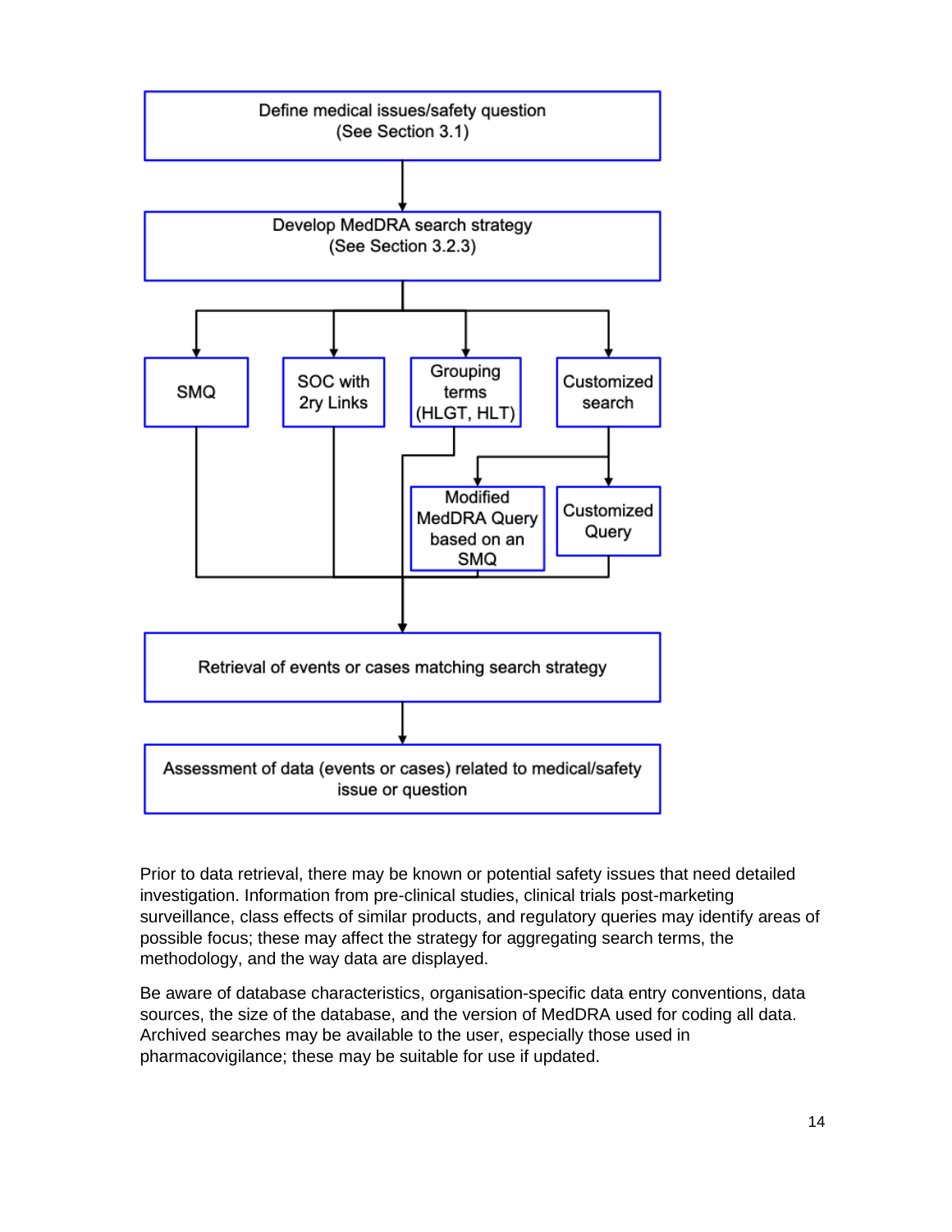Define medical issues/safety question
(See Section 3.1)

↓

Develop MedDRA search strategy
(See Section 3.2.3)

↓

- SMQ
- SOC with 2ry Links
- Grouping terms (HLGT, HLT)
- Customized search
  - Modified MedDRA Query based on an SMQ
  - Customized Query

↓

Retrieval of events or cases matching search strategy

↓

Assessment of data (events or cases) related to medical/safety issue or question

Prior to data retrieval, there may be known or potential safety issues that need detailed investigation. Information from pre-clinical studies, clinical trials post-marketing surveillance, class effects of similar products, and regulatory queries may identify areas of possible focus; these may affect the strategy for aggregating search terms, the methodology, and the way data are displayed.

Be aware of database characteristics, organisation-specific data entry conventions, data sources, the size of the database, and the version of MedDRA used for coding all data. Archived searches may be available to the user, especially those used in pharmacovigilance; these may be suitable for use if updated.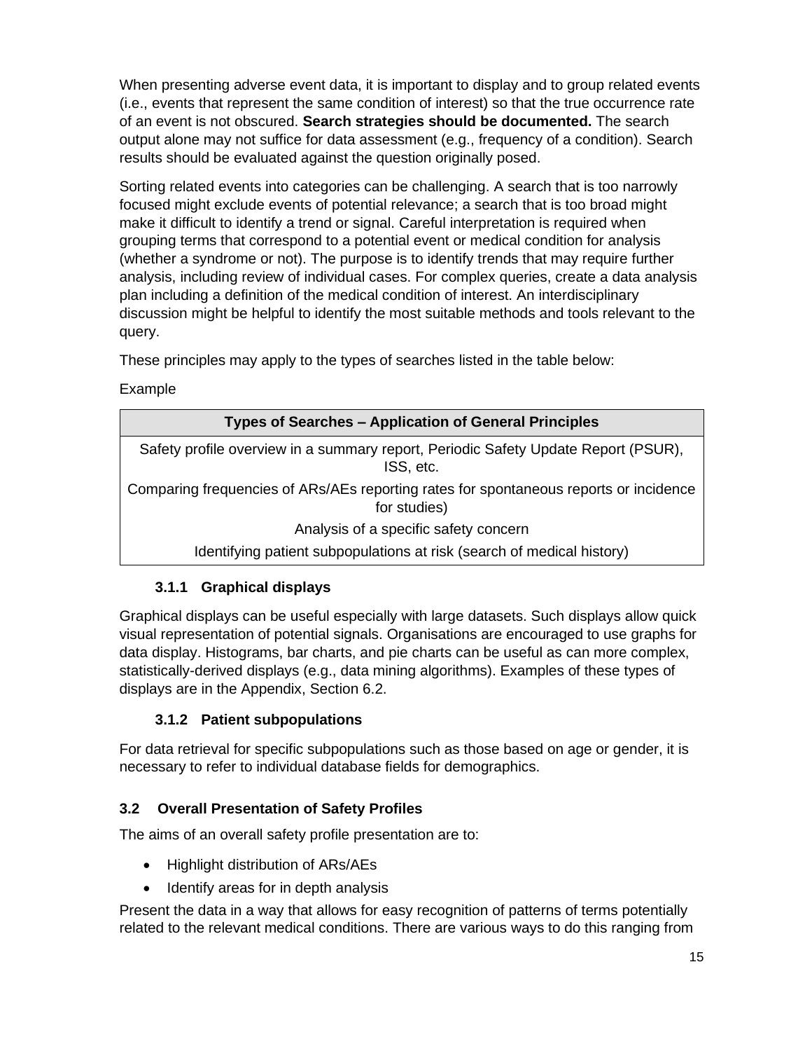When presenting adverse event data, it is important to display and to group related events (i.e., events that represent the same condition of interest) so that the true occurrence rate of an event is not obscured. **Search strategies should be documented.** The search output alone may not suffice for data assessment (e.g., frequency of a condition). Search results should be evaluated against the question originally posed.

Sorting related events into categories can be challenging. A search that is too narrowly focused might exclude events of potential relevance; a search that is too broad might make it difficult to identify a trend or signal. Careful interpretation is required when grouping terms that correspond to a potential event or medical condition for analysis (whether a syndrome or not). The purpose is to identify trends that may require further analysis, including review of individual cases. For complex queries, create a data analysis plan including a definition of the medical condition of interest. An interdisciplinary discussion might be helpful to identify the most suitable methods and tools relevant to the query.

These principles may apply to the types of searches listed in the table below:

Example

| Types of Searches – Application of General Principles |
|---|
| Safety profile overview in a summary report, Periodic Safety Update Report (PSUR), ISS, etc. |
| Comparing frequencies of ARs/AEs reporting rates for spontaneous reports or incidence for studies) |
| Analysis of a specific safety concern |
| Identifying patient subpopulations at risk (search of medical history) |

#### 3.1.1 Graphical displays

Graphical displays can be useful especially with large datasets. Such displays allow quick visual representation of potential signals. Organisations are encouraged to use graphs for data display. Histograms, bar charts, and pie charts can be useful as can more complex, statistically-derived displays (e.g., data mining algorithms). Examples of these types of displays are in the Appendix, Section 6.2.

#### 3.1.2 Patient subpopulations

For data retrieval for specific subpopulations such as those based on age or gender, it is necessary to refer to individual database fields for demographics.

### 3.2 Overall Presentation of Safety Profiles

The aims of an overall safety profile presentation are to:

- Highlight distribution of ARs/AEs
- Identify areas for in depth analysis

Present the data in a way that allows for easy recognition of patterns of terms potentially related to the relevant medical conditions. There are various ways to do this ranging from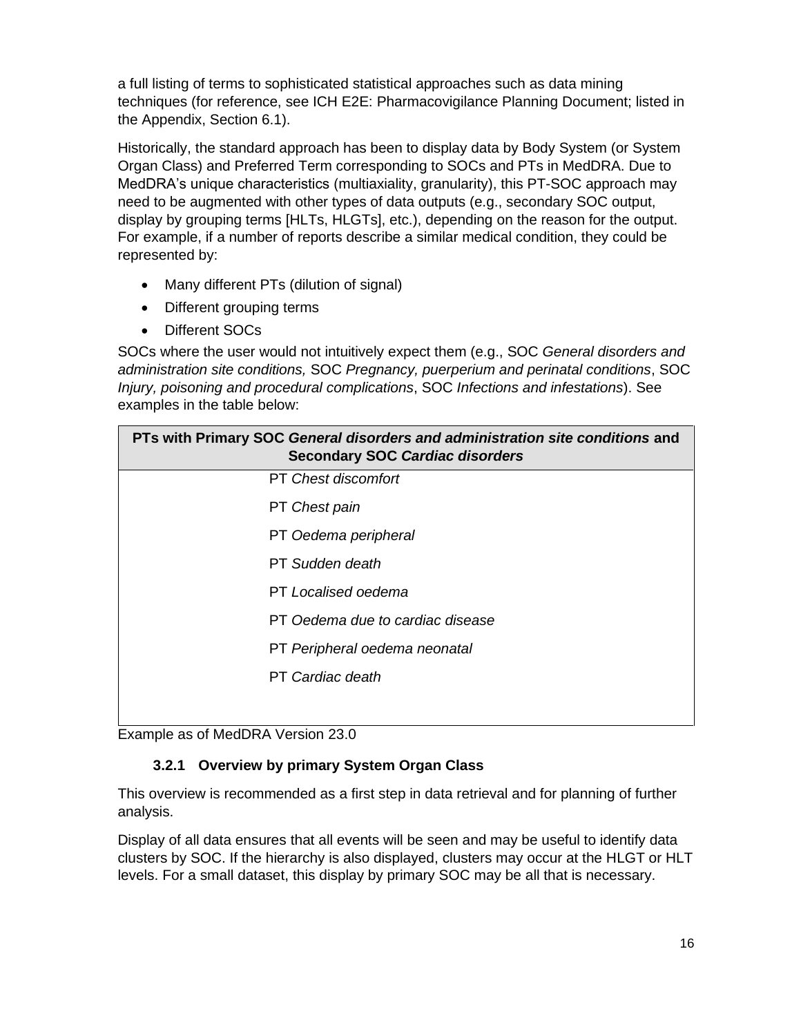a full listing of terms to sophisticated statistical approaches such as data mining techniques (for reference, see ICH E2E: Pharmacovigilance Planning Document; listed in the Appendix, Section 6.1).

Historically, the standard approach has been to display data by Body System (or System Organ Class) and Preferred Term corresponding to SOCs and PTs in MedDRA. Due to MedDRA's unique characteristics (multiaxiality, granularity), this PT-SOC approach may need to be augmented with other types of data outputs (e.g., secondary SOC output, display by grouping terms [HLTs, HLGTs], etc.), depending on the reason for the output. For example, if a number of reports describe a similar medical condition, they could be represented by:

- Many different PTs (dilution of signal)
- Different grouping terms
- Different SOCs

SOCs where the user would not intuitively expect them (e.g., SOC *General disorders and administration site conditions,* SOC *Pregnancy, puerperium and perinatal conditions*, SOC *Injury, poisoning and procedural complications*, SOC *Infections and infestations*). See examples in the table below:

| **PTs with Primary SOC *General disorders and administration site conditions* and Secondary SOC *Cardiac disorders*** |
|---|
| PT *Chest discomfort* |
| PT *Chest pain* |
| PT *Oedema peripheral* |
| PT *Sudden death* |
| PT *Localised oedema* |
| PT *Oedema due to cardiac disease* |
| PT *Peripheral oedema neonatal* |
| PT *Cardiac death* |

Example as of MedDRA Version 23.0

### 3.2.1 Overview by primary System Organ Class

This overview is recommended as a first step in data retrieval and for planning of further analysis.

Display of all data ensures that all events will be seen and may be useful to identify data clusters by SOC. If the hierarchy is also displayed, clusters may occur at the HLGT or HLT levels. For a small dataset, this display by primary SOC may be all that is necessary.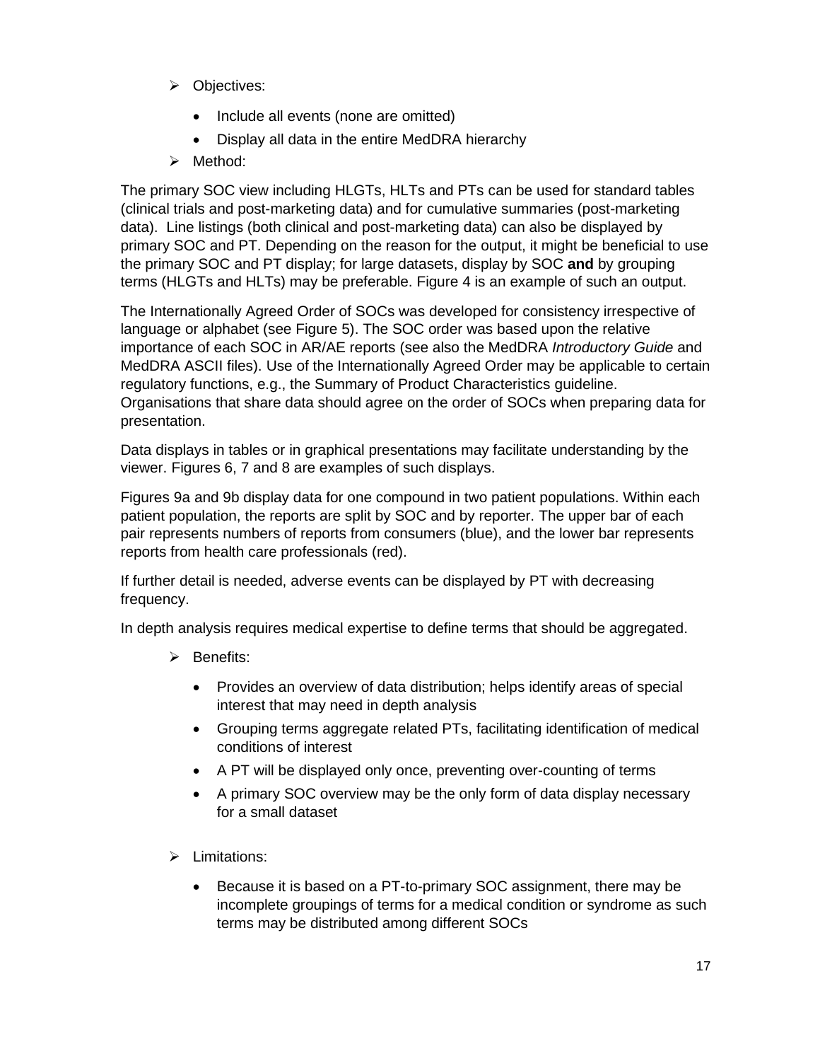- Objectives:
  - Include all events (none are omitted)
  - Display all data in the entire MedDRA hierarchy
- Method:

The primary SOC view including HLGTs, HLTs and PTs can be used for standard tables (clinical trials and post-marketing data) and for cumulative summaries (post-marketing data). Line listings (both clinical and post-marketing data) can also be displayed by primary SOC and PT. Depending on the reason for the output, it might be beneficial to use the primary SOC and PT display; for large datasets, display by SOC **and** by grouping terms (HLGTs and HLTs) may be preferable. Figure 4 is an example of such an output.

The Internationally Agreed Order of SOCs was developed for consistency irrespective of language or alphabet (see Figure 5). The SOC order was based upon the relative importance of each SOC in AR/AE reports (see also the MedDRA *Introductory Guide* and MedDRA ASCII files). Use of the Internationally Agreed Order may be applicable to certain regulatory functions, e.g., the Summary of Product Characteristics guideline. Organisations that share data should agree on the order of SOCs when preparing data for presentation.

Data displays in tables or in graphical presentations may facilitate understanding by the viewer. Figures 6, 7 and 8 are examples of such displays.

Figures 9a and 9b display data for one compound in two patient populations. Within each patient population, the reports are split by SOC and by reporter. The upper bar of each pair represents numbers of reports from consumers (blue), and the lower bar represents reports from health care professionals (red).

If further detail is needed, adverse events can be displayed by PT with decreasing frequency.

In depth analysis requires medical expertise to define terms that should be aggregated.

- Benefits:
  - Provides an overview of data distribution; helps identify areas of special interest that may need in depth analysis
  - Grouping terms aggregate related PTs, facilitating identification of medical conditions of interest
  - A PT will be displayed only once, preventing over-counting of terms
  - A primary SOC overview may be the only form of data display necessary for a small dataset
- Limitations:
  - Because it is based on a PT-to-primary SOC assignment, there may be incomplete groupings of terms for a medical condition or syndrome as such terms may be distributed among different SOCs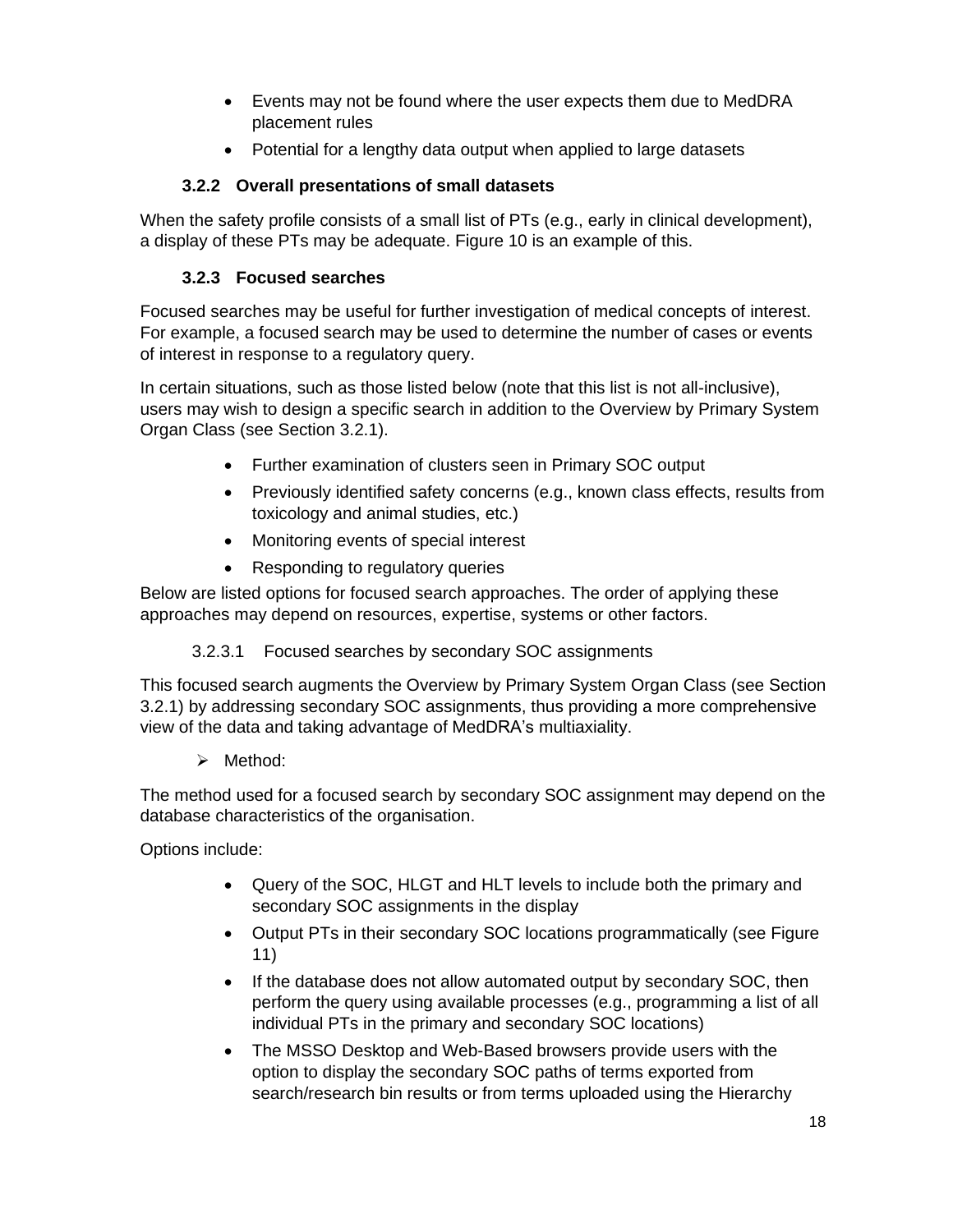- Events may not be found where the user expects them due to MedDRA placement rules
- Potential for a lengthy data output when applied to large datasets

### 3.2.2 Overall presentations of small datasets

When the safety profile consists of a small list of PTs (e.g., early in clinical development), a display of these PTs may be adequate. Figure 10 is an example of this.

### 3.2.3 Focused searches

Focused searches may be useful for further investigation of medical concepts of interest. For example, a focused search may be used to determine the number of cases or events of interest in response to a regulatory query.

In certain situations, such as those listed below (note that this list is not all-inclusive), users may wish to design a specific search in addition to the Overview by Primary System Organ Class (see Section 3.2.1).

- Further examination of clusters seen in Primary SOC output
- Previously identified safety concerns (e.g., known class effects, results from toxicology and animal studies, etc.)
- Monitoring events of special interest
- Responding to regulatory queries

Below are listed options for focused search approaches. The order of applying these approaches may depend on resources, expertise, systems or other factors.

#### 3.2.3.1 Focused searches by secondary SOC assignments

This focused search augments the Overview by Primary System Organ Class (see Section 3.2.1) by addressing secondary SOC assignments, thus providing a more comprehensive view of the data and taking advantage of MedDRA's multiaxiality.

➢ Method:

The method used for a focused search by secondary SOC assignment may depend on the database characteristics of the organisation.

Options include:

- Query of the SOC, HLGT and HLT levels to include both the primary and secondary SOC assignments in the display
- Output PTs in their secondary SOC locations programmatically (see Figure 11)
- If the database does not allow automated output by secondary SOC, then perform the query using available processes (e.g., programming a list of all individual PTs in the primary and secondary SOC locations)
- The MSSO Desktop and Web-Based browsers provide users with the option to display the secondary SOC paths of terms exported from search/research bin results or from terms uploaded using the Hierarchy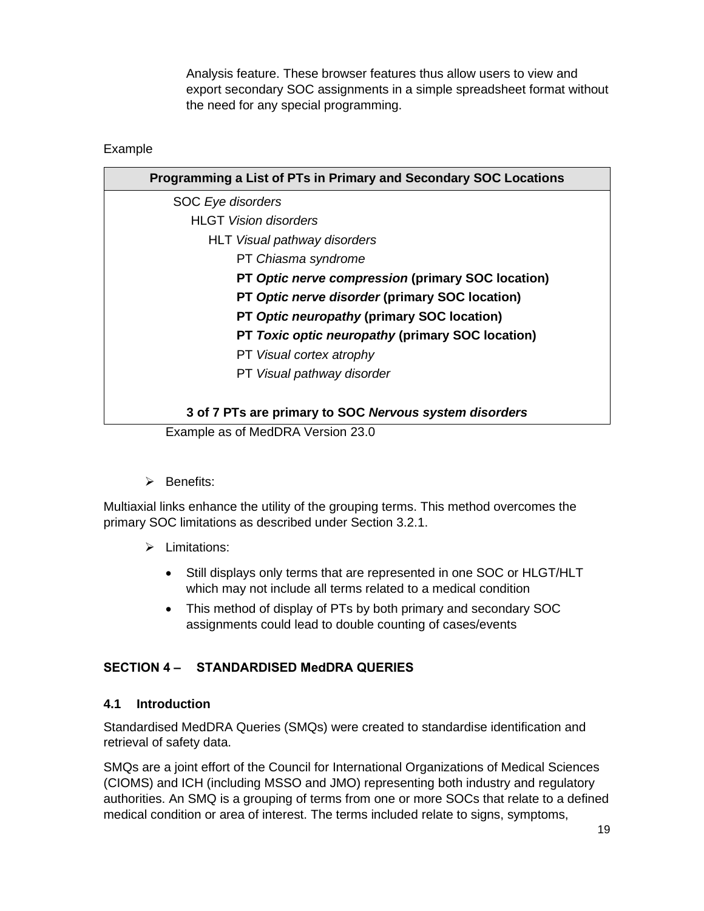Analysis feature. These browser features thus allow users to view and export secondary SOC assignments in a simple spreadsheet format without the need for any special programming.

Example

| Programming a List of PTs in Primary and Secondary SOC Locations |
|---|
| SOC *Eye disorders*<br>HLGT *Vision disorders*<br>HLT *Visual pathway disorders*<br>PT *Chiasma syndrome*<br>**PT *Optic nerve compression* (primary SOC location)**<br>**PT *Optic nerve disorder* (primary SOC location)**<br>**PT *Optic neuropathy* (primary SOC location)**<br>**PT *Toxic optic neuropathy* (primary SOC location)**<br>PT *Visual cortex atrophy*<br>PT *Visual pathway disorder*<br><br>**3 of 7 PTs are primary to SOC *Nervous system disorders*** |

Example as of MedDRA Version 23.0

- Benefits:

Multiaxial links enhance the utility of the grouping terms. This method overcomes the primary SOC limitations as described under Section 3.2.1.

- Limitations:
  - Still displays only terms that are represented in one SOC or HLGT/HLT which may not include all terms related to a medical condition
  - This method of display of PTs by both primary and secondary SOC assignments could lead to double counting of cases/events

## SECTION 4 – STANDARDISED MedDRA QUERIES

### 4.1 Introduction

Standardised MedDRA Queries (SMQs) were created to standardise identification and retrieval of safety data.

SMQs are a joint effort of the Council for International Organizations of Medical Sciences (CIOMS) and ICH (including MSSO and JMO) representing both industry and regulatory authorities. An SMQ is a grouping of terms from one or more SOCs that relate to a defined medical condition or area of interest. The terms included relate to signs, symptoms,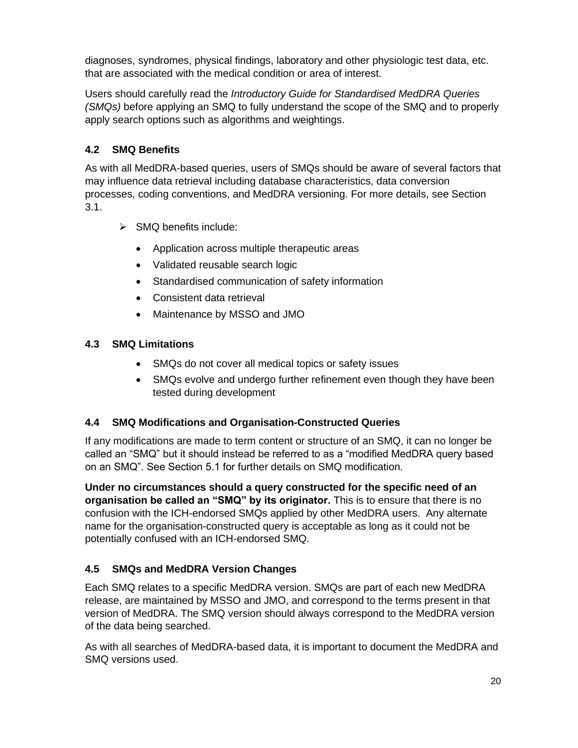diagnoses, syndromes, physical findings, laboratory and other physiologic test data, etc. that are associated with the medical condition or area of interest.

Users should carefully read the *Introductory Guide for Standardised MedDRA Queries (SMQs)* before applying an SMQ to fully understand the scope of the SMQ and to properly apply search options such as algorithms and weightings.

### 4.2 SMQ Benefits

As with all MedDRA-based queries, users of SMQs should be aware of several factors that may influence data retrieval including database characteristics, data conversion processes, coding conventions, and MedDRA versioning. For more details, see Section 3.1.

- SMQ benefits include:
  - Application across multiple therapeutic areas
  - Validated reusable search logic
  - Standardised communication of safety information
  - Consistent data retrieval
  - Maintenance by MSSO and JMO

### 4.3 SMQ Limitations

- SMQs do not cover all medical topics or safety issues
- SMQs evolve and undergo further refinement even though they have been tested during development

### 4.4 SMQ Modifications and Organisation-Constructed Queries

If any modifications are made to term content or structure of an SMQ, it can no longer be called an "SMQ" but it should instead be referred to as a "modified MedDRA query based on an SMQ". See Section 5.1 for further details on SMQ modification.

**Under no circumstances should a query constructed for the specific need of an organisation be called an "SMQ" by its originator.** This is to ensure that there is no confusion with the ICH-endorsed SMQs applied by other MedDRA users. Any alternate name for the organisation-constructed query is acceptable as long as it could not be potentially confused with an ICH-endorsed SMQ.

### 4.5 SMQs and MedDRA Version Changes

Each SMQ relates to a specific MedDRA version. SMQs are part of each new MedDRA release, are maintained by MSSO and JMO, and correspond to the terms present in that version of MedDRA. The SMQ version should always correspond to the MedDRA version of the data being searched.

As with all searches of MedDRA-based data, it is important to document the MedDRA and SMQ versions used.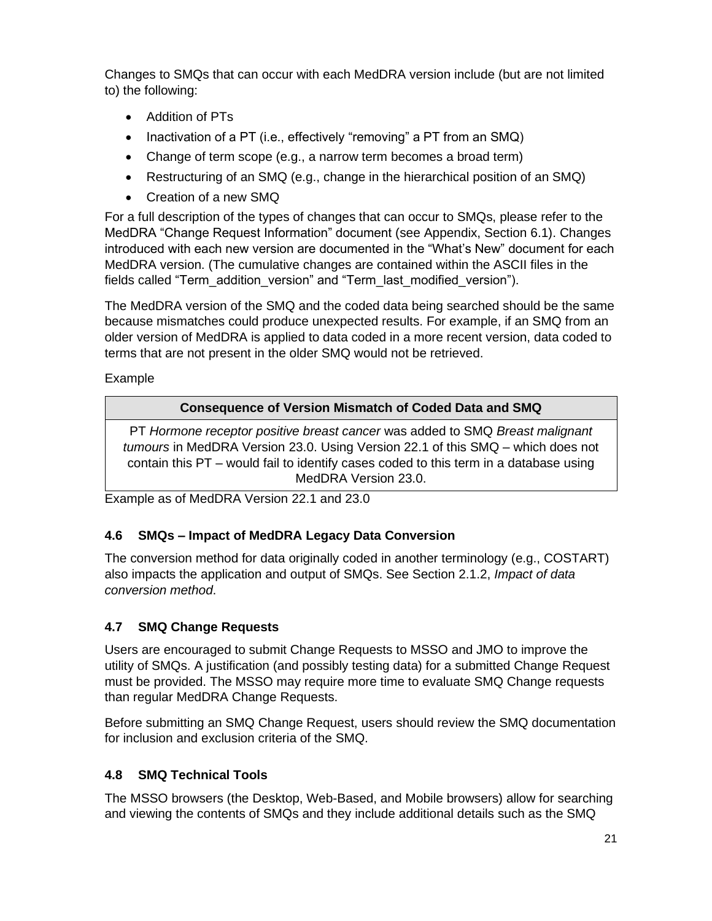Changes to SMQs that can occur with each MedDRA version include (but are not limited to) the following:

- Addition of PTs
- Inactivation of a PT (i.e., effectively "removing" a PT from an SMQ)
- Change of term scope (e.g., a narrow term becomes a broad term)
- Restructuring of an SMQ (e.g., change in the hierarchical position of an SMQ)
- Creation of a new SMQ

For a full description of the types of changes that can occur to SMQs, please refer to the MedDRA "Change Request Information" document (see Appendix, Section 6.1). Changes introduced with each new version are documented in the "What's New" document for each MedDRA version. (The cumulative changes are contained within the ASCII files in the fields called "Term_addition_version" and "Term_last_modified_version").

The MedDRA version of the SMQ and the coded data being searched should be the same because mismatches could produce unexpected results. For example, if an SMQ from an older version of MedDRA is applied to data coded in a more recent version, data coded to terms that are not present in the older SMQ would not be retrieved.

Example

| Consequence of Version Mismatch of Coded Data and SMQ |
|---|
| PT *Hormone receptor positive breast cancer* was added to SMQ *Breast malignant tumours* in MedDRA Version 23.0. Using Version 22.1 of this SMQ – which does not contain this PT – would fail to identify cases coded to this term in a database using MedDRA Version 23.0. |

Example as of MedDRA Version 22.1 and 23.0

### 4.6 SMQs – Impact of MedDRA Legacy Data Conversion

The conversion method for data originally coded in another terminology (e.g., COSTART) also impacts the application and output of SMQs. See Section 2.1.2, *Impact of data conversion method*.

### 4.7 SMQ Change Requests

Users are encouraged to submit Change Requests to MSSO and JMO to improve the utility of SMQs. A justification (and possibly testing data) for a submitted Change Request must be provided. The MSSO may require more time to evaluate SMQ Change requests than regular MedDRA Change Requests.

Before submitting an SMQ Change Request, users should review the SMQ documentation for inclusion and exclusion criteria of the SMQ.

### 4.8 SMQ Technical Tools

The MSSO browsers (the Desktop, Web-Based, and Mobile browsers) allow for searching and viewing the contents of SMQs and they include additional details such as the SMQ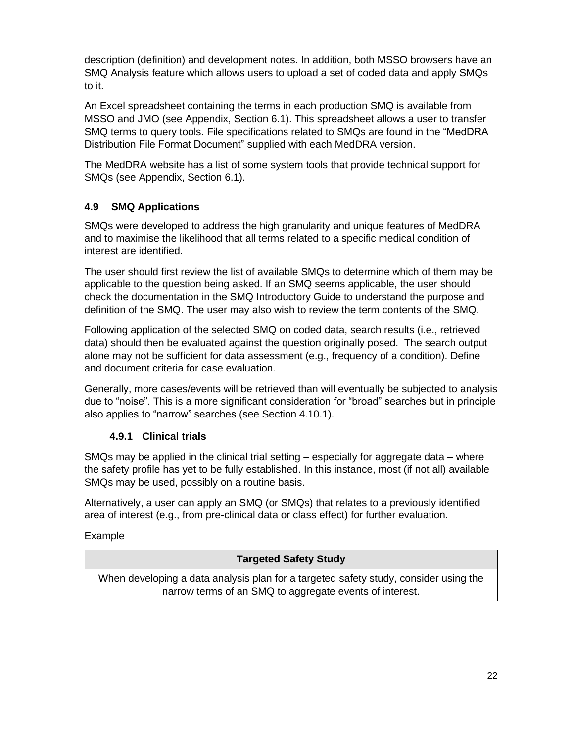description (definition) and development notes. In addition, both MSSO browsers have an SMQ Analysis feature which allows users to upload a set of coded data and apply SMQs to it.

An Excel spreadsheet containing the terms in each production SMQ is available from MSSO and JMO (see Appendix, Section 6.1). This spreadsheet allows a user to transfer SMQ terms to query tools. File specifications related to SMQs are found in the “MedDRA Distribution File Format Document” supplied with each MedDRA version.

The MedDRA website has a list of some system tools that provide technical support for SMQs (see Appendix, Section 6.1).

## 4.9 SMQ Applications

SMQs were developed to address the high granularity and unique features of MedDRA and to maximise the likelihood that all terms related to a specific medical condition of interest are identified.

The user should first review the list of available SMQs to determine which of them may be applicable to the question being asked. If an SMQ seems applicable, the user should check the documentation in the SMQ Introductory Guide to understand the purpose and definition of the SMQ. The user may also wish to review the term contents of the SMQ.

Following application of the selected SMQ on coded data, search results (i.e., retrieved data) should then be evaluated against the question originally posed. The search output alone may not be sufficient for data assessment (e.g., frequency of a condition). Define and document criteria for case evaluation.

Generally, more cases/events will be retrieved than will eventually be subjected to analysis due to “noise”. This is a more significant consideration for “broad” searches but in principle also applies to “narrow” searches (see Section 4.10.1).

### 4.9.1 Clinical trials

SMQs may be applied in the clinical trial setting – especially for aggregate data – where the safety profile has yet to be fully established. In this instance, most (if not all) available SMQs may be used, possibly on a routine basis.

Alternatively, a user can apply an SMQ (or SMQs) that relates to a previously identified area of interest (e.g., from pre-clinical data or class effect) for further evaluation.

Example

| Targeted Safety Study |
| --- |
| When developing a data analysis plan for a targeted safety study, consider using the narrow terms of an SMQ to aggregate events of interest. |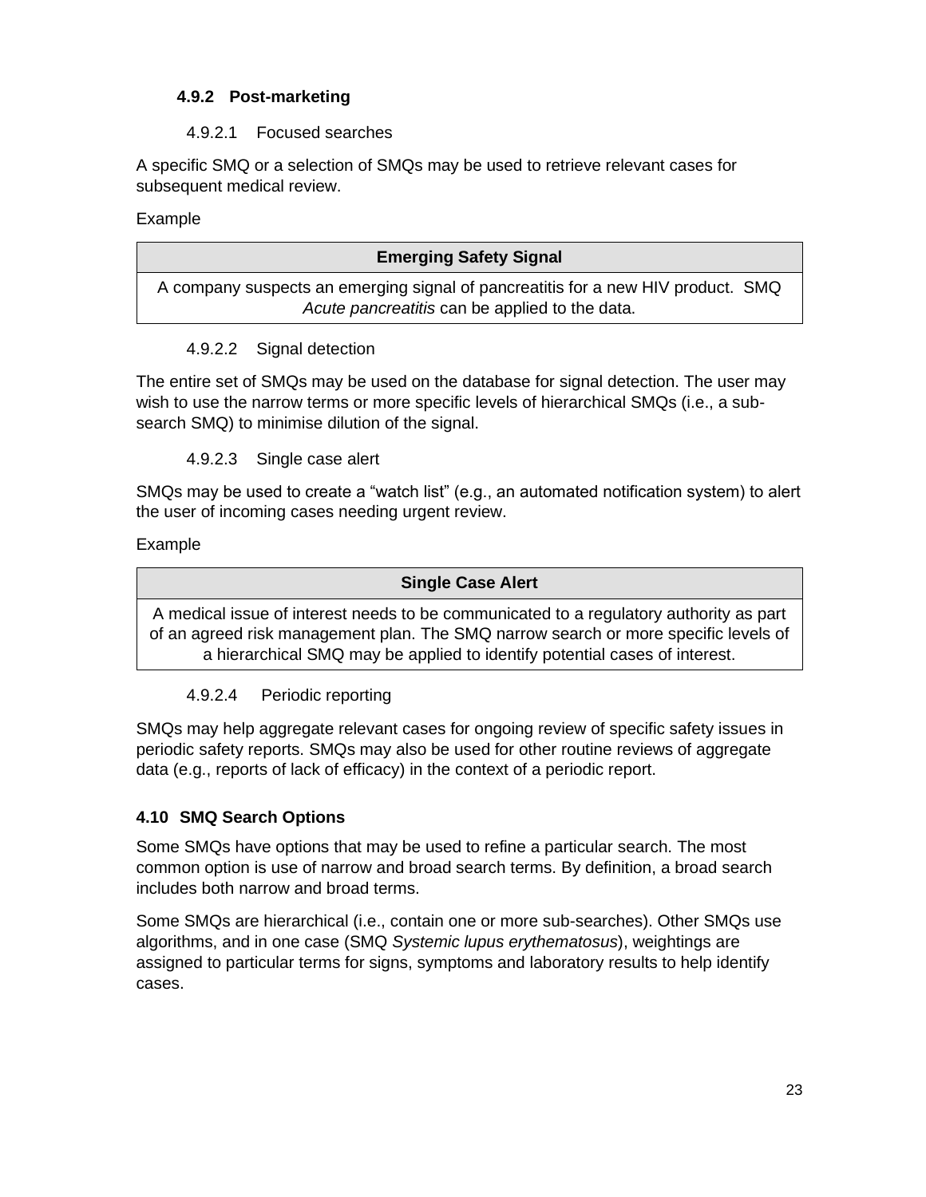### 4.9.2 Post-marketing

#### 4.9.2.1 Focused searches

A specific SMQ or a selection of SMQs may be used to retrieve relevant cases for subsequent medical review.

Example

| Emerging Safety Signal |
| --- |
| A company suspects an emerging signal of pancreatitis for a new HIV product. SMQ *Acute pancreatitis* can be applied to the data. |

#### 4.9.2.2 Signal detection

The entire set of SMQs may be used on the database for signal detection. The user may wish to use the narrow terms or more specific levels of hierarchical SMQs (i.e., a sub-search SMQ) to minimise dilution of the signal.

#### 4.9.2.3 Single case alert

SMQs may be used to create a "watch list" (e.g., an automated notification system) to alert the user of incoming cases needing urgent review.

Example

| Single Case Alert |
| --- |
| A medical issue of interest needs to be communicated to a regulatory authority as part of an agreed risk management plan. The SMQ narrow search or more specific levels of a hierarchical SMQ may be applied to identify potential cases of interest. |

#### 4.9.2.4 Periodic reporting

SMQs may help aggregate relevant cases for ongoing review of specific safety issues in periodic safety reports. SMQs may also be used for other routine reviews of aggregate data (e.g., reports of lack of efficacy) in the context of a periodic report.

### 4.10 SMQ Search Options

Some SMQs have options that may be used to refine a particular search. The most common option is use of narrow and broad search terms. By definition, a broad search includes both narrow and broad terms.

Some SMQs are hierarchical (i.e., contain one or more sub-searches). Other SMQs use algorithms, and in one case (SMQ *Systemic lupus erythematosus*), weightings are assigned to particular terms for signs, symptoms and laboratory results to help identify cases.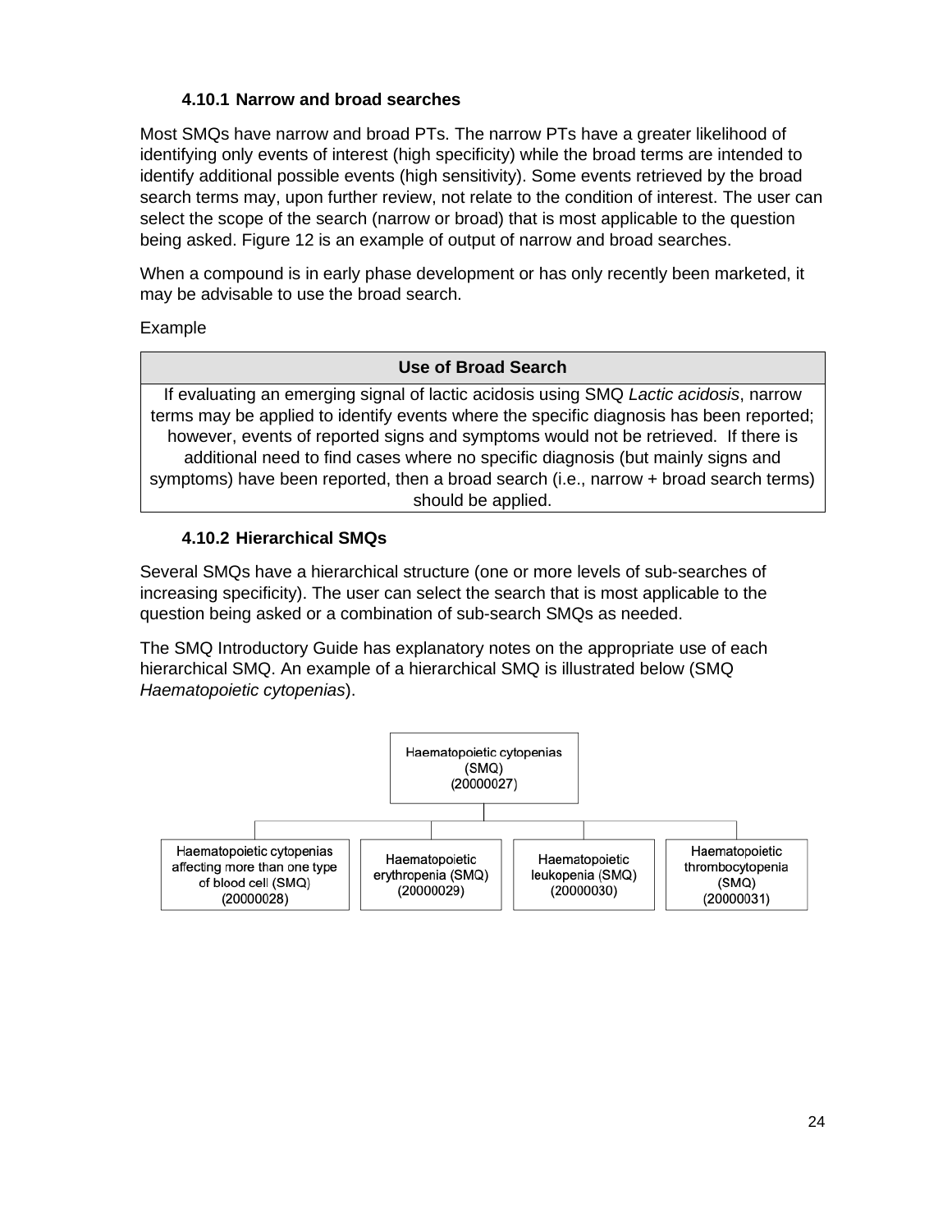### 4.10.1 Narrow and broad searches

Most SMQs have narrow and broad PTs. The narrow PTs have a greater likelihood of identifying only events of interest (high specificity) while the broad terms are intended to identify additional possible events (high sensitivity). Some events retrieved by the broad search terms may, upon further review, not relate to the condition of interest. The user can select the scope of the search (narrow or broad) that is most applicable to the question being asked. Figure 12 is an example of output of narrow and broad searches.

When a compound is in early phase development or has only recently been marketed, it may be advisable to use the broad search.

Example

| Use of Broad Search |
|---|
| If evaluating an emerging signal of lactic acidosis using SMQ *Lactic acidosis*, narrow terms may be applied to identify events where the specific diagnosis has been reported; however, events of reported signs and symptoms would not be retrieved. If there is additional need to find cases where no specific diagnosis (but mainly signs and symptoms) have been reported, then a broad search (i.e., narrow + broad search terms) should be applied. |

### 4.10.2 Hierarchical SMQs

Several SMQs have a hierarchical structure (one or more levels of sub-searches of increasing specificity). The user can select the search that is most applicable to the question being asked or a combination of sub-search SMQs as needed.

The SMQ Introductory Guide has explanatory notes on the appropriate use of each hierarchical SMQ. An example of a hierarchical SMQ is illustrated below (SMQ *Haematopoietic cytopenias*).

Haematopoietic cytopenias (SMQ) (20000027)

- Haematopoietic cytopenias affecting more than one type of blood cell (SMQ) (20000028)
- Haematopoietic erythropenia (SMQ) (20000029)
- Haematopoietic leukopenia (SMQ) (20000030)
- Haematopoietic thrombocytopenia (SMQ) (20000031)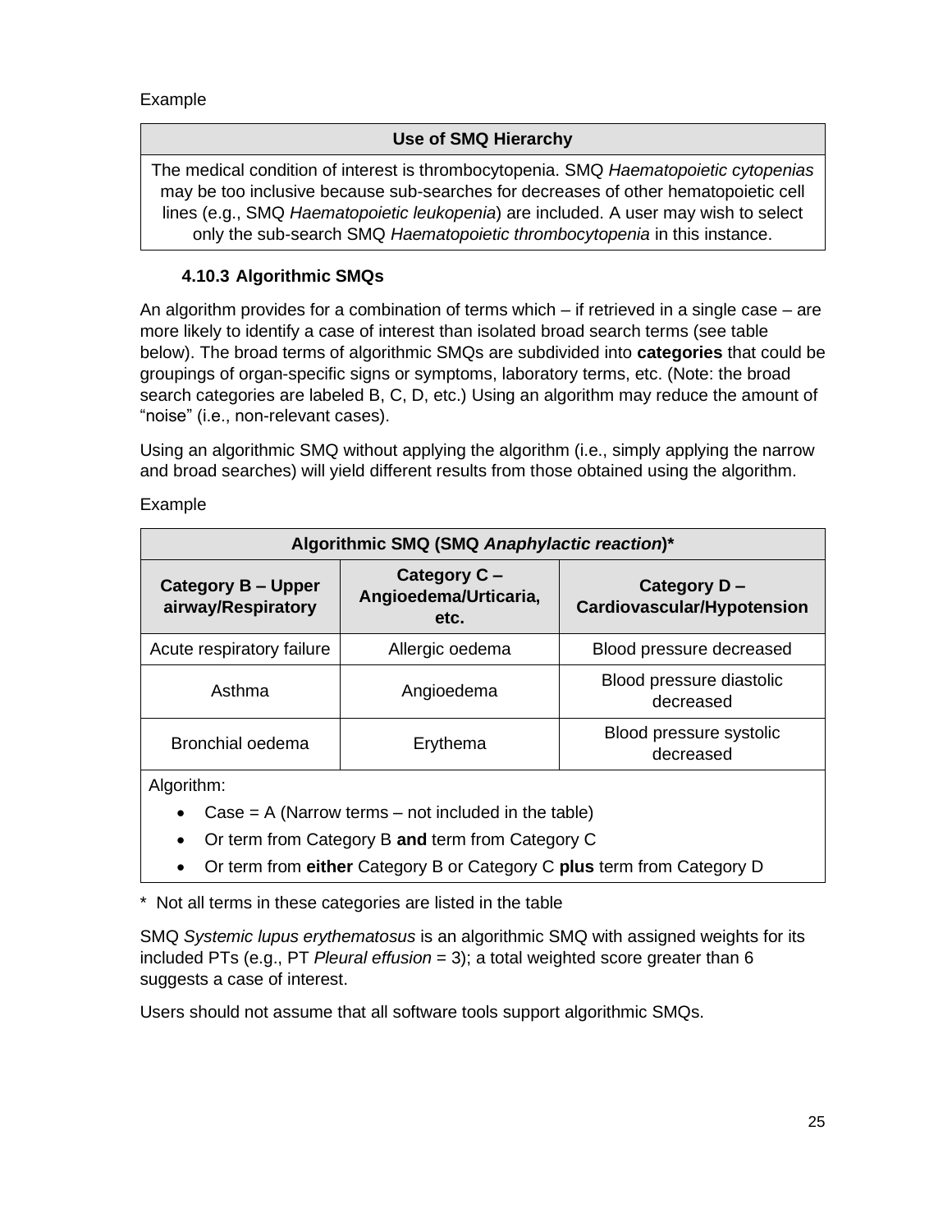Example

| Use of SMQ Hierarchy |
|---|
| The medical condition of interest is thrombocytopenia. SMQ *Haematopoietic cytopenias* may be too inclusive because sub-searches for decreases of other hematopoietic cell lines (e.g., SMQ *Haematopoietic leukopenia*) are included. A user may wish to select only the sub-search SMQ *Haematopoietic thrombocytopenia* in this instance. |

### 4.10.3 Algorithmic SMQs

An algorithm provides for a combination of terms which – if retrieved in a single case – are more likely to identify a case of interest than isolated broad search terms (see table below). The broad terms of algorithmic SMQs are subdivided into **categories** that could be groupings of organ-specific signs or symptoms, laboratory terms, etc. (Note: the broad search categories are labeled B, C, D, etc.) Using an algorithm may reduce the amount of "noise" (i.e., non-relevant cases).

Using an algorithmic SMQ without applying the algorithm (i.e., simply applying the narrow and broad searches) will yield different results from those obtained using the algorithm.

Example

| **Algorithmic SMQ (SMQ *Anaphylactic reaction*)*** | | |
|---|---|---|
| **Category B – Upper airway/Respiratory** | **Category C – Angioedema/Urticaria, etc.** | **Category D – Cardiovascular/Hypotension** |
| Acute respiratory failure | Allergic oedema | Blood pressure decreased |
| Asthma | Angioedema | Blood pressure diastolic decreased |
| Bronchial oedema | Erythema | Blood pressure systolic decreased |
| Algorithm:<br>• Case = A (Narrow terms – not included in the table)<br>• Or term from Category B **and** term from Category C<br>• Or term from **either** Category B or Category C **plus** term from Category D | | |

\* Not all terms in these categories are listed in the table

SMQ *Systemic lupus erythematosus* is an algorithmic SMQ with assigned weights for its included PTs (e.g., PT *Pleural effusion* = 3); a total weighted score greater than 6 suggests a case of interest.

Users should not assume that all software tools support algorithmic SMQs.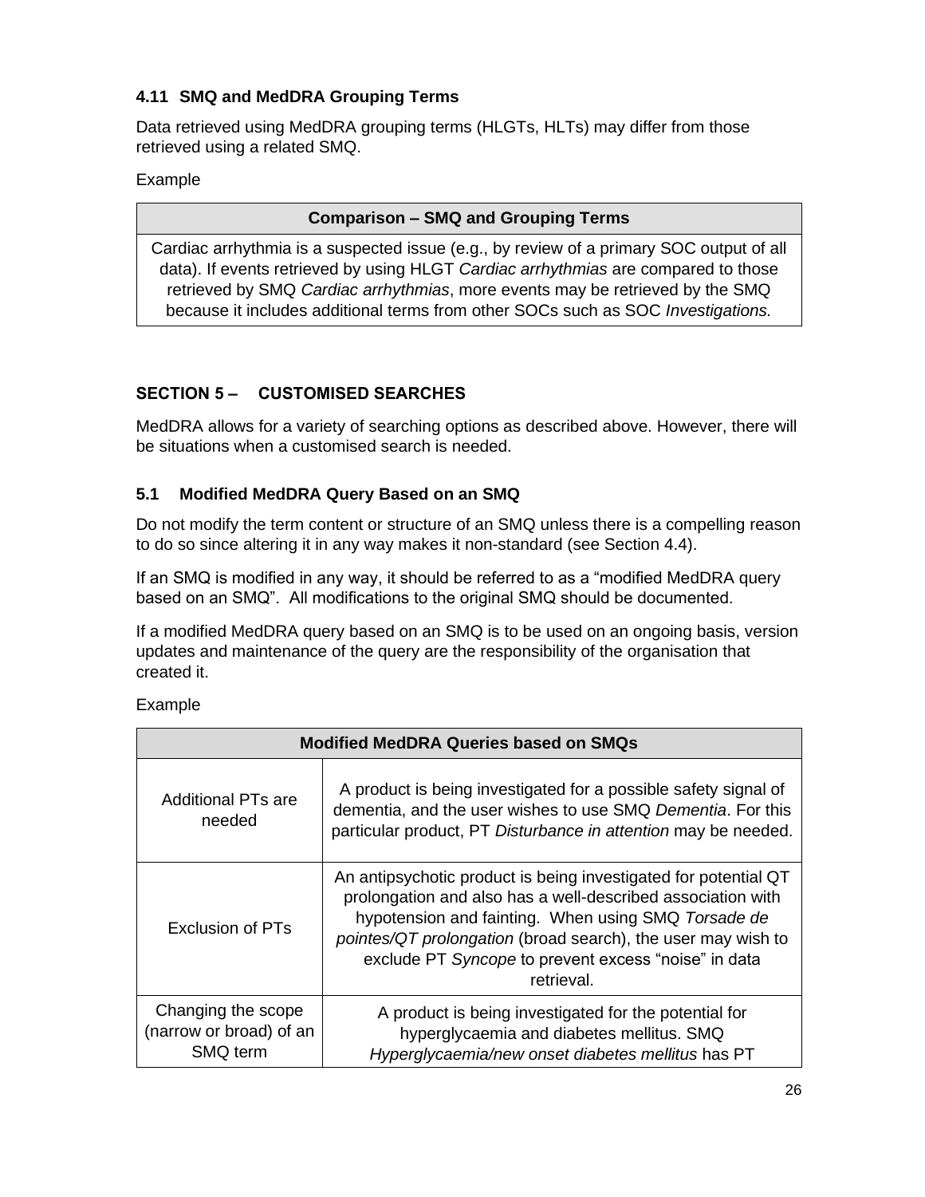### 4.11 SMQ and MedDRA Grouping Terms

Data retrieved using MedDRA grouping terms (HLGTs, HLTs) may differ from those retrieved using a related SMQ.

Example

| Comparison – SMQ and Grouping Terms |
|---|
| Cardiac arrhythmia is a suspected issue (e.g., by review of a primary SOC output of all data). If events retrieved by using HLGT *Cardiac arrhythmias* are compared to those retrieved by SMQ *Cardiac arrhythmias*, more events may be retrieved by the SMQ because it includes additional terms from other SOCs such as SOC *Investigations.* |

## SECTION 5 – CUSTOMISED SEARCHES

MedDRA allows for a variety of searching options as described above. However, there will be situations when a customised search is needed.

### 5.1 Modified MedDRA Query Based on an SMQ

Do not modify the term content or structure of an SMQ unless there is a compelling reason to do so since altering it in any way makes it non-standard (see Section 4.4).

If an SMQ is modified in any way, it should be referred to as a "modified MedDRA query based on an SMQ". All modifications to the original SMQ should be documented.

If a modified MedDRA query based on an SMQ is to be used on an ongoing basis, version updates and maintenance of the query are the responsibility of the organisation that created it.

Example

| Modified MedDRA Queries based on SMQs | |
|---|---|
| Additional PTs are needed | A product is being investigated for a possible safety signal of dementia, and the user wishes to use SMQ *Dementia*. For this particular product, PT *Disturbance in attention* may be needed. |
| Exclusion of PTs | An antipsychotic product is being investigated for potential QT prolongation and also has a well-described association with hypotension and fainting. When using SMQ *Torsade de pointes/QT prolongation* (broad search), the user may wish to exclude PT *Syncope* to prevent excess "noise" in data retrieval. |
| Changing the scope (narrow or broad) of an SMQ term | A product is being investigated for the potential for hyperglycaemia and diabetes mellitus. SMQ *Hyperglycaemia/new onset diabetes mellitus* has PT |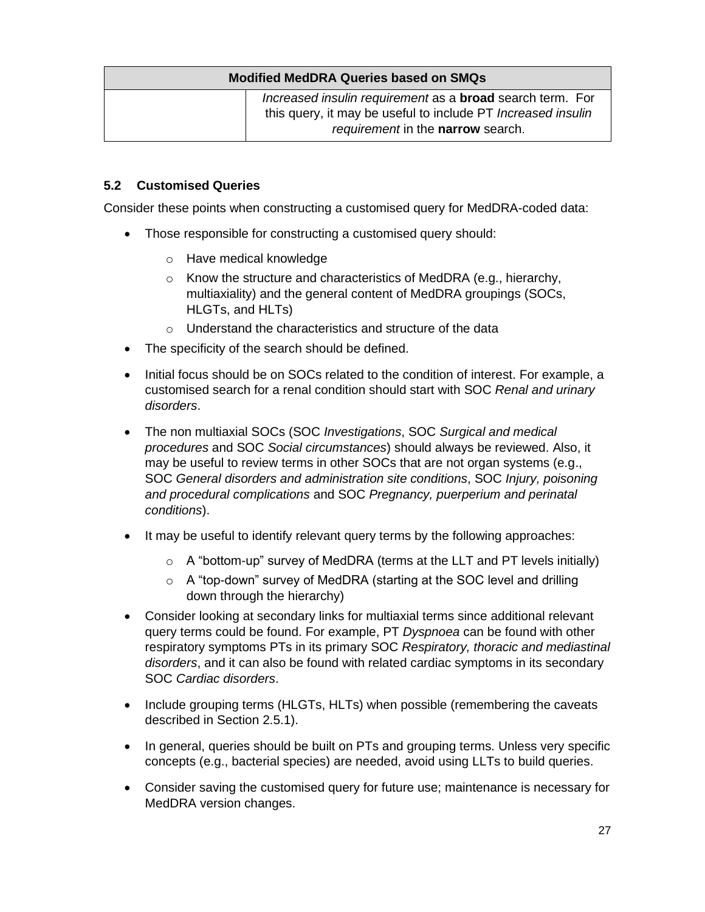| Modified MedDRA Queries based on SMQs | |
|---|---|
| | *Increased insulin requirement* as a **broad** search term. For this query, it may be useful to include PT *Increased insulin requirement* in the **narrow** search. |

### 5.2 Customised Queries

Consider these points when constructing a customised query for MedDRA-coded data:

- Those responsible for constructing a customised query should:
  - Have medical knowledge
  - Know the structure and characteristics of MedDRA (e.g., hierarchy, multiaxiality) and the general content of MedDRA groupings (SOCs, HLGTs, and HLTs)
  - Understand the characteristics and structure of the data
- The specificity of the search should be defined.
- Initial focus should be on SOCs related to the condition of interest. For example, a customised search for a renal condition should start with SOC *Renal and urinary disorders*.
- The non multiaxial SOCs (SOC *Investigations*, SOC *Surgical and medical procedures* and SOC *Social circumstances*) should always be reviewed. Also, it may be useful to review terms in other SOCs that are not organ systems (e.g., SOC *General disorders and administration site conditions*, SOC *Injury, poisoning and procedural complications* and SOC *Pregnancy, puerperium and perinatal conditions*).
- It may be useful to identify relevant query terms by the following approaches:
  - A "bottom-up" survey of MedDRA (terms at the LLT and PT levels initially)
  - A "top-down" survey of MedDRA (starting at the SOC level and drilling down through the hierarchy)
- Consider looking at secondary links for multiaxial terms since additional relevant query terms could be found. For example, PT *Dyspnoea* can be found with other respiratory symptoms PTs in its primary SOC *Respiratory, thoracic and mediastinal disorders*, and it can also be found with related cardiac symptoms in its secondary SOC *Cardiac disorders*.
- Include grouping terms (HLGTs, HLTs) when possible (remembering the caveats described in Section 2.5.1).
- In general, queries should be built on PTs and grouping terms. Unless very specific concepts (e.g., bacterial species) are needed, avoid using LLTs to build queries.
- Consider saving the customised query for future use; maintenance is necessary for MedDRA version changes.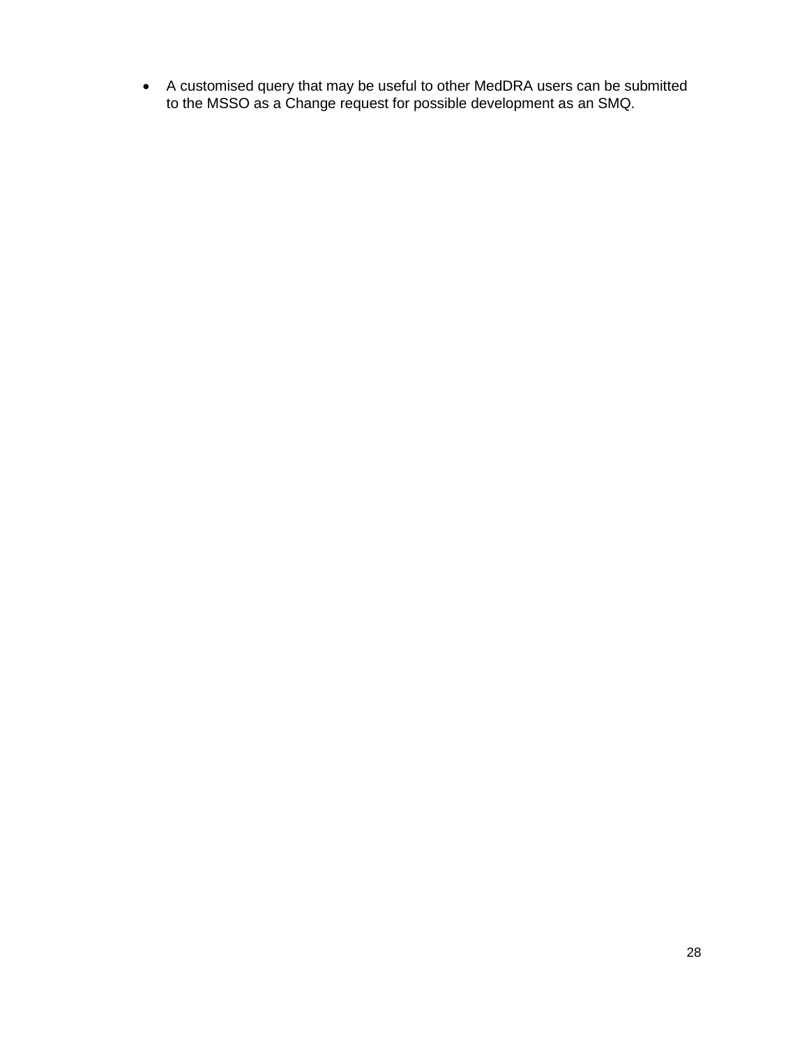- A customised query that may be useful to other MedDRA users can be submitted to the MSSO as a Change request for possible development as an SMQ.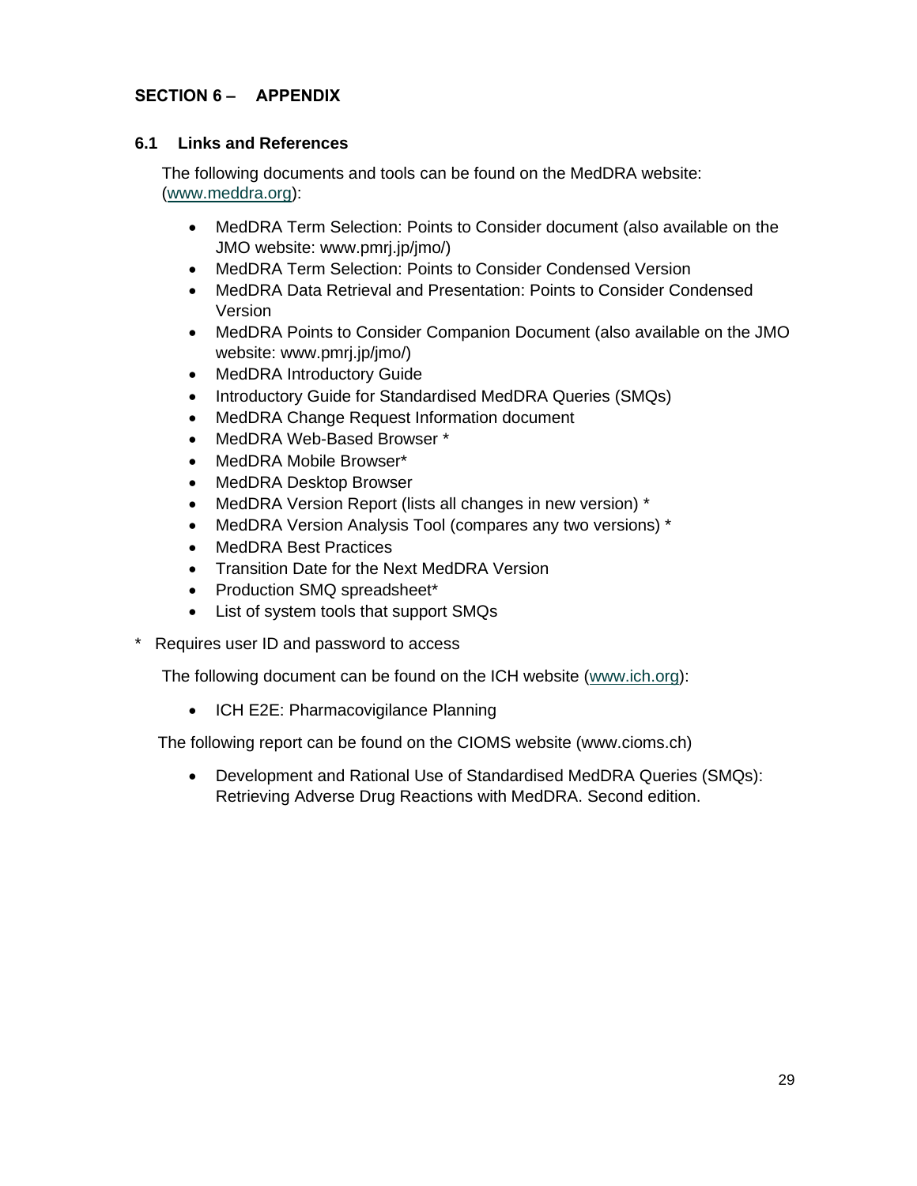## SECTION 6 – APPENDIX

### 6.1 Links and References

The following documents and tools can be found on the MedDRA website: (www.meddra.org):

- MedDRA Term Selection: Points to Consider document (also available on the JMO website: www.pmrj.jp/jmo/)
- MedDRA Term Selection: Points to Consider Condensed Version
- MedDRA Data Retrieval and Presentation: Points to Consider Condensed Version
- MedDRA Points to Consider Companion Document (also available on the JMO website: www.pmrj.jp/jmo/)
- MedDRA Introductory Guide
- Introductory Guide for Standardised MedDRA Queries (SMQs)
- MedDRA Change Request Information document
- MedDRA Web-Based Browser *
- MedDRA Mobile Browser*
- MedDRA Desktop Browser
- MedDRA Version Report (lists all changes in new version) *
- MedDRA Version Analysis Tool (compares any two versions) *
- MedDRA Best Practices
- Transition Date for the Next MedDRA Version
- Production SMQ spreadsheet*
- List of system tools that support SMQs

\* Requires user ID and password to access

The following document can be found on the ICH website (www.ich.org):

- ICH E2E: Pharmacovigilance Planning

The following report can be found on the CIOMS website (www.cioms.ch)

- Development and Rational Use of Standardised MedDRA Queries (SMQs): Retrieving Adverse Drug Reactions with MedDRA. Second edition.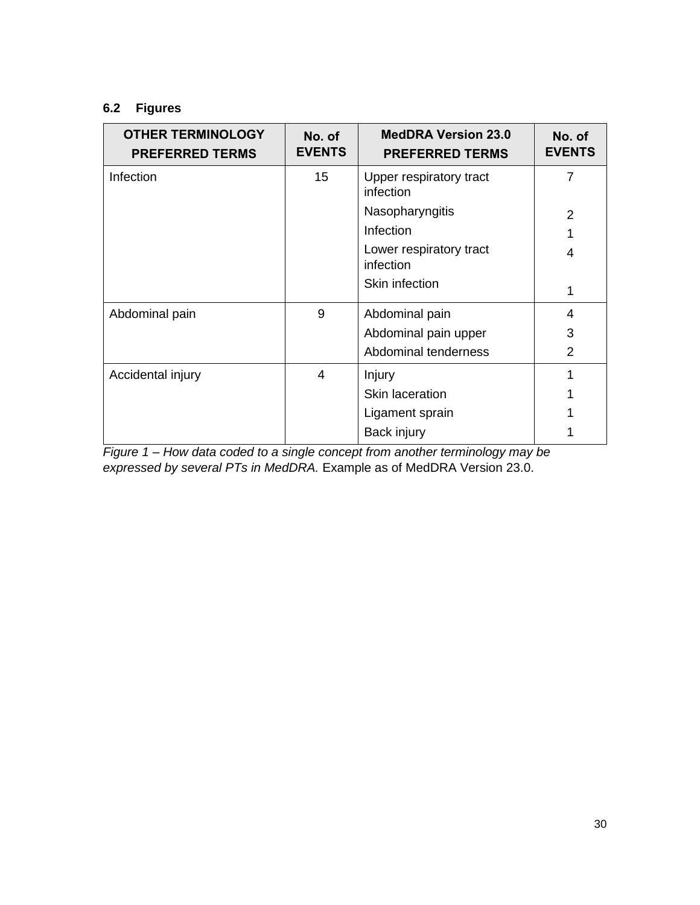### 6.2 Figures

| OTHER TERMINOLOGY PREFERRED TERMS | No. of EVENTS | MedDRA Version 23.0 PREFERRED TERMS | No. of EVENTS |
|---|---|---|---|
| Infection | 15 | Upper respiratory tract infection | 7 |
| | | Nasopharyngitis | 2 |
| | | Infection | 1 |
| | | Lower respiratory tract infection | 4 |
| | | Skin infection | 1 |
| Abdominal pain | 9 | Abdominal pain | 4 |
| | | Abdominal pain upper | 3 |
| | | Abdominal tenderness | 2 |
| Accidental injury | 4 | Injury | 1 |
| | | Skin laceration | 1 |
| | | Ligament sprain | 1 |
| | | Back injury | 1 |

*Figure 1 – How data coded to a single concept from another terminology may be expressed by several PTs in MedDRA.* Example as of MedDRA Version 23.0.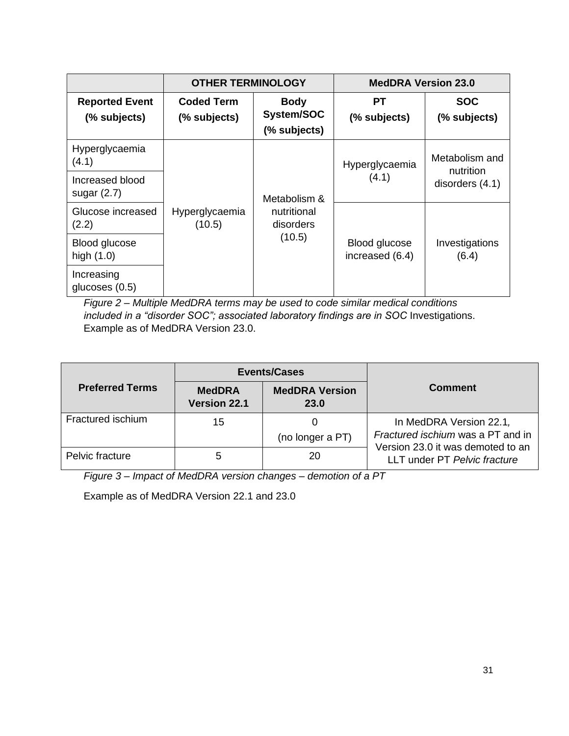| | OTHER TERMINOLOGY | | MedDRA Version 23.0 | |
|---|---|---|---|---|
| **Reported Event (% subjects)** | **Coded Term (% subjects)** | **Body System/SOC (% subjects)** | **PT (% subjects)** | **SOC (% subjects)** |
| Hyperglycaemia (4.1) | Hyperglycaemia (10.5) | Metabolism & nutritional disorders (10.5) | Hyperglycaemia (4.1) | Metabolism and nutrition disorders (4.1) |
| Increased blood sugar (2.7) | | | | |
| Glucose increased (2.2) | | | Blood glucose increased (6.4) | Investigations (6.4) |
| Blood glucose high (1.0) | | | | |
| Increasing glucoses (0.5) | | | | |

*Figure 2 – Multiple MedDRA terms may be used to code similar medical conditions included in a "disorder SOC"; associated laboratory findings are in SOC* Investigations. Example as of MedDRA Version 23.0.

| Preferred Terms | Events/Cases | | Comment |
|---|---|---|---|
| | **MedDRA Version 22.1** | **MedDRA Version 23.0** | |
| Fractured ischium | 15 | 0 (no longer a PT) | In MedDRA Version 22.1, *Fractured ischium* was a PT and in Version 23.0 it was demoted to an LLT under PT *Pelvic fracture* |
| Pelvic fracture | 5 | 20 | |

*Figure 3 – Impact of MedDRA version changes – demotion of a PT*

Example as of MedDRA Version 22.1 and 23.0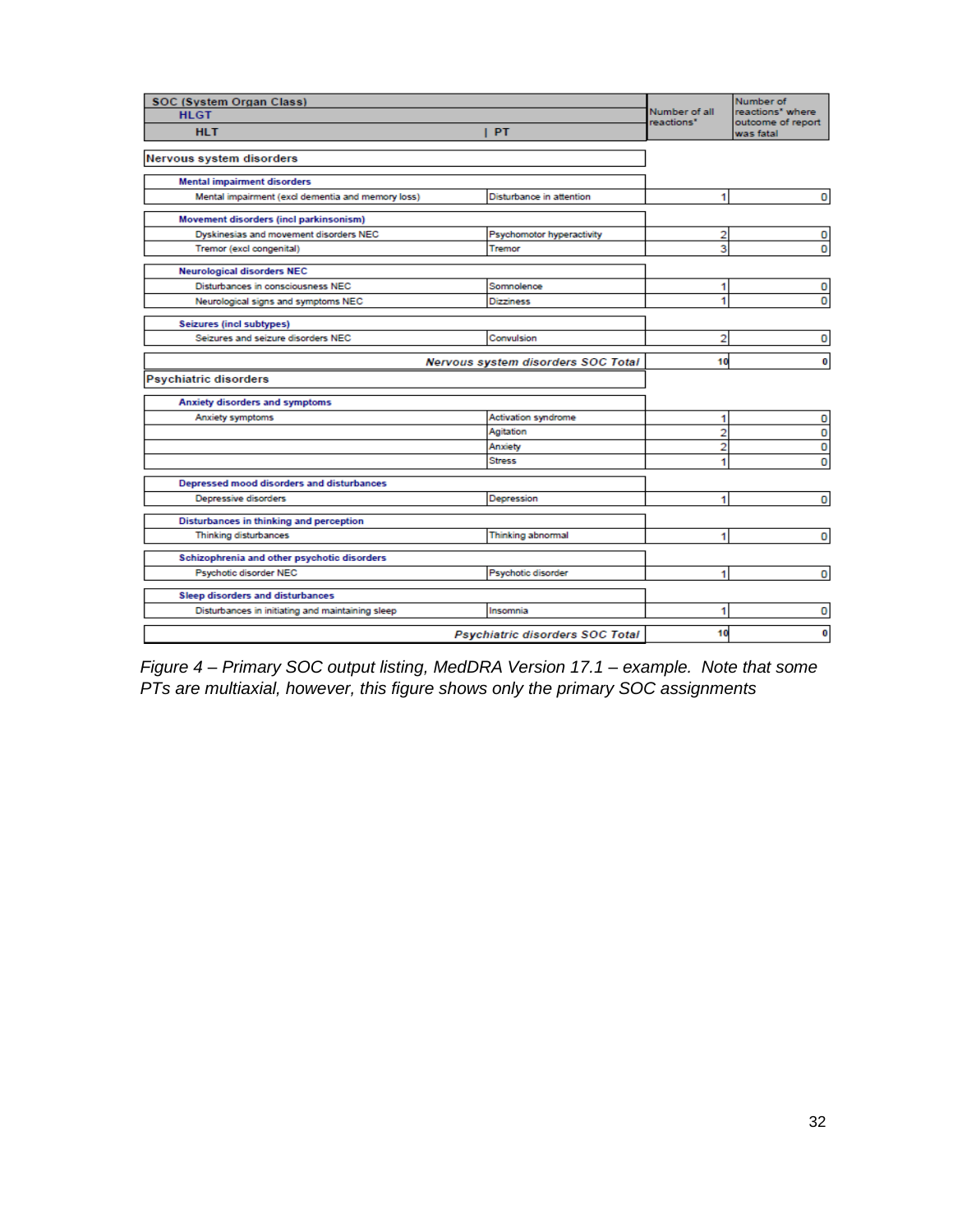| SOC (System Organ Class) / HLGT / HLT | PT | Number of all reactions* | Number of reactions* where outcome of report was fatal |
|---|---|---|---|
| **Nervous system disorders** | | | |
| **Mental impairment disorders** | | | |
| Mental impairment (excl dementia and memory loss) | Disturbance in attention | 1 | 0 |
| **Movement disorders (incl parkinsonism)** | | | |
| Dyskinesias and movement disorders NEC | Psychomotor hyperactivity | 2 | 0 |
| Tremor (excl congenital) | Tremor | 3 | 0 |
| **Neurological disorders NEC** | | | |
| Disturbances in consciousness NEC | Somnolence | 1 | 0 |
| Neurological signs and symptoms NEC | Dizziness | 1 | 0 |
| **Seizures (incl subtypes)** | | | |
| Seizures and seizure disorders NEC | Convulsion | 2 | 0 |
| | ***Nervous system disorders SOC Total*** | **10** | **0** |
| **Psychiatric disorders** | | | |
| **Anxiety disorders and symptoms** | | | |
| Anxiety symptoms | Activation syndrome | 1 | 0 |
| | Agitation | 2 | 0 |
| | Anxiety | 2 | 0 |
| | Stress | 1 | 0 |
| **Depressed mood disorders and disturbances** | | | |
| Depressive disorders | Depression | 1 | 0 |
| **Disturbances in thinking and perception** | | | |
| Thinking disturbances | Thinking abnormal | 1 | 0 |
| **Schizophrenia and other psychotic disorders** | | | |
| Psychotic disorder NEC | Psychotic disorder | 1 | 0 |
| **Sleep disorders and disturbances** | | | |
| Disturbances in initiating and maintaining sleep | Insomnia | 1 | 0 |
| | ***Psychiatric disorders SOC Total*** | **10** | **0** |

*Figure 4 – Primary SOC output listing, MedDRA Version 17.1 – example. Note that some PTs are multiaxial, however, this figure shows only the primary SOC assignments*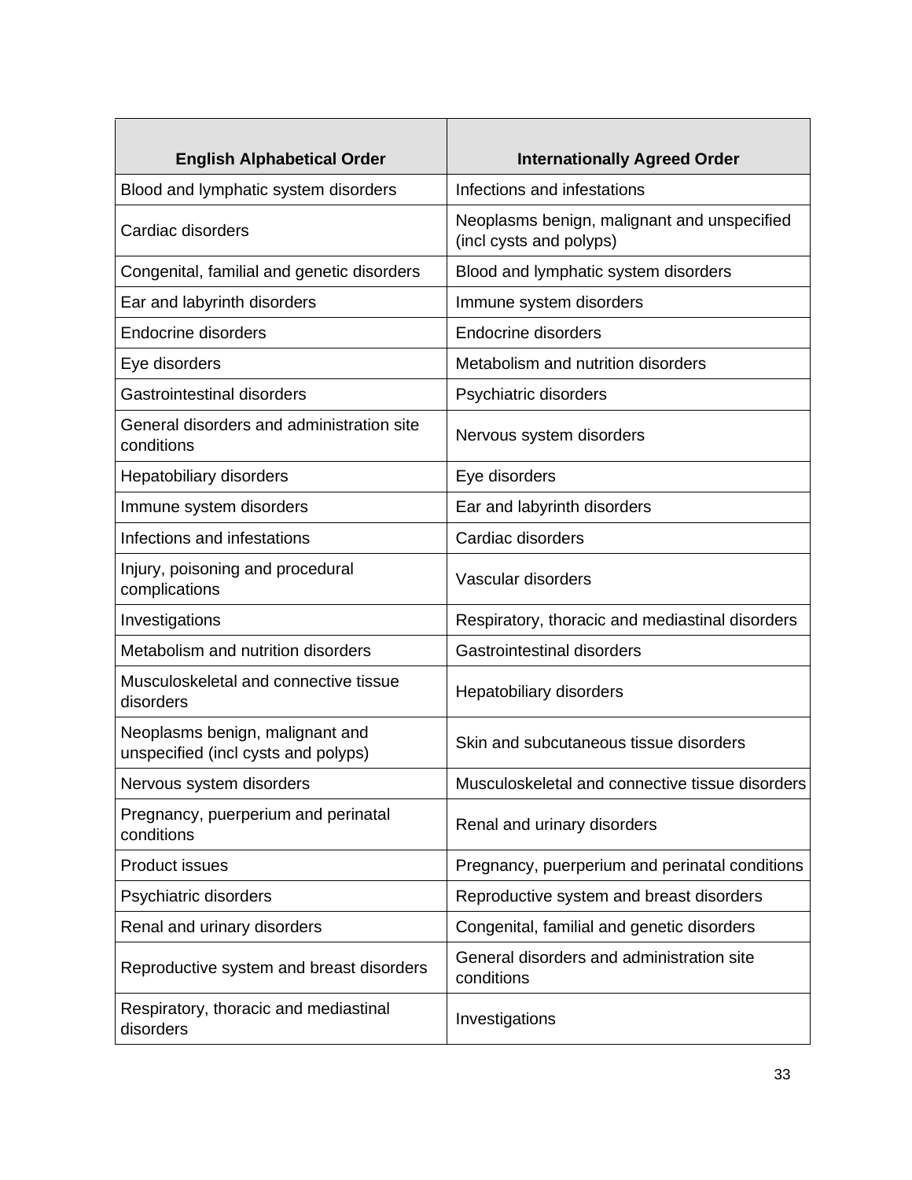| English Alphabetical Order | Internationally Agreed Order |
| --- | --- |
| Blood and lymphatic system disorders | Infections and infestations |
| Cardiac disorders | Neoplasms benign, malignant and unspecified (incl cysts and polyps) |
| Congenital, familial and genetic disorders | Blood and lymphatic system disorders |
| Ear and labyrinth disorders | Immune system disorders |
| Endocrine disorders | Endocrine disorders |
| Eye disorders | Metabolism and nutrition disorders |
| Gastrointestinal disorders | Psychiatric disorders |
| General disorders and administration site conditions | Nervous system disorders |
| Hepatobiliary disorders | Eye disorders |
| Immune system disorders | Ear and labyrinth disorders |
| Infections and infestations | Cardiac disorders |
| Injury, poisoning and procedural complications | Vascular disorders |
| Investigations | Respiratory, thoracic and mediastinal disorders |
| Metabolism and nutrition disorders | Gastrointestinal disorders |
| Musculoskeletal and connective tissue disorders | Hepatobiliary disorders |
| Neoplasms benign, malignant and unspecified (incl cysts and polyps) | Skin and subcutaneous tissue disorders |
| Nervous system disorders | Musculoskeletal and connective tissue disorders |
| Pregnancy, puerperium and perinatal conditions | Renal and urinary disorders |
| Product issues | Pregnancy, puerperium and perinatal conditions |
| Psychiatric disorders | Reproductive system and breast disorders |
| Renal and urinary disorders | Congenital, familial and genetic disorders |
| Reproductive system and breast disorders | General disorders and administration site conditions |
| Respiratory, thoracic and mediastinal disorders | Investigations |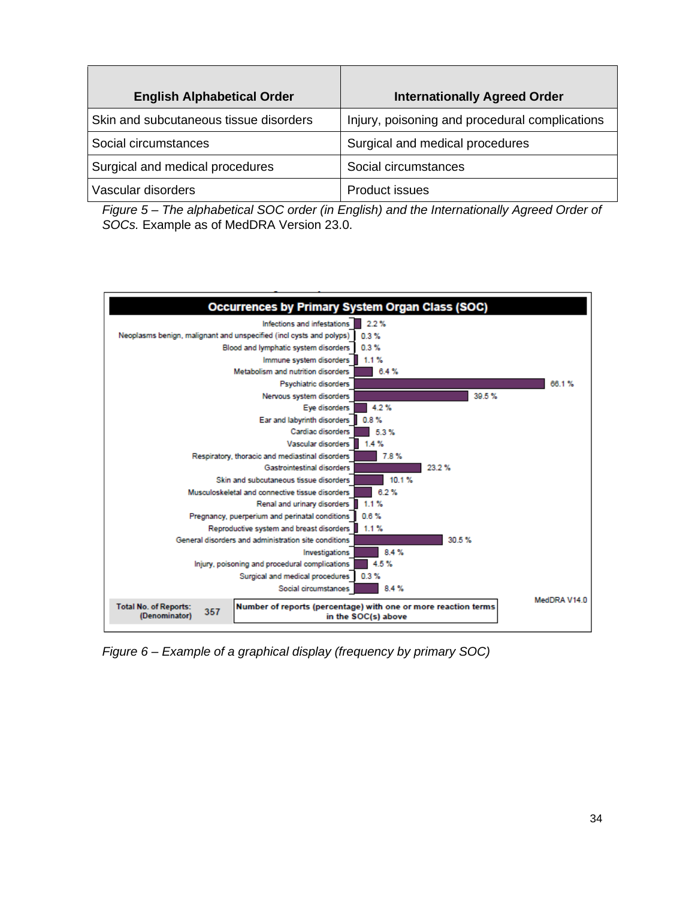| English Alphabetical Order | Internationally Agreed Order |
|---|---|
| Skin and subcutaneous tissue disorders | Injury, poisoning and procedural complications |
| Social circumstances | Surgical and medical procedures |
| Surgical and medical procedures | Social circumstances |
| Vascular disorders | Product issues |

*Figure 5 – The alphabetical SOC order (in English) and the Internationally Agreed Order of SOCs.* Example as of MedDRA Version 23.0.

**Occurrences by Primary System Organ Class (SOC)**

| SOC | Percentage |
|---|---|
| Infections and infestations | 2.2 % |
| Neoplasms benign, malignant and unspecified (incl cysts and polyps) | 0.3 % |
| Blood and lymphatic system disorders | 0.3 % |
| Immune system disorders | 1.1 % |
| Metabolism and nutrition disorders | 6.4 % |
| Psychiatric disorders | 66.1 % |
| Nervous system disorders | 39.5 % |
| Eye disorders | 4.2 % |
| Ear and labyrinth disorders | 0.8 % |
| Cardiac disorders | 5.3 % |
| Vascular disorders | 1.4 % |
| Respiratory, thoracic and mediastinal disorders | 7.8 % |
| Gastrointestinal disorders | 23.2 % |
| Skin and subcutaneous tissue disorders | 10.1 % |
| Musculoskeletal and connective tissue disorders | 6.2 % |
| Renal and urinary disorders | 1.1 % |
| Pregnancy, puerperium and perinatal conditions | 0.6 % |
| Reproductive system and breast disorders | 1.1 % |
| General disorders and administration site conditions | 30.5 % |
| Investigations | 8.4 % |
| Injury, poisoning and procedural complications | 4.5 % |
| Surgical and medical procedures | 0.3 % |
| Social circumstances | 8.4 % |

Total No. of Reports: (Denominator) 357

Number of reports (percentage) with one or more reaction terms in the SOC(s) above

MedDRA V14.0

*Figure 6 – Example of a graphical display (frequency by primary SOC)*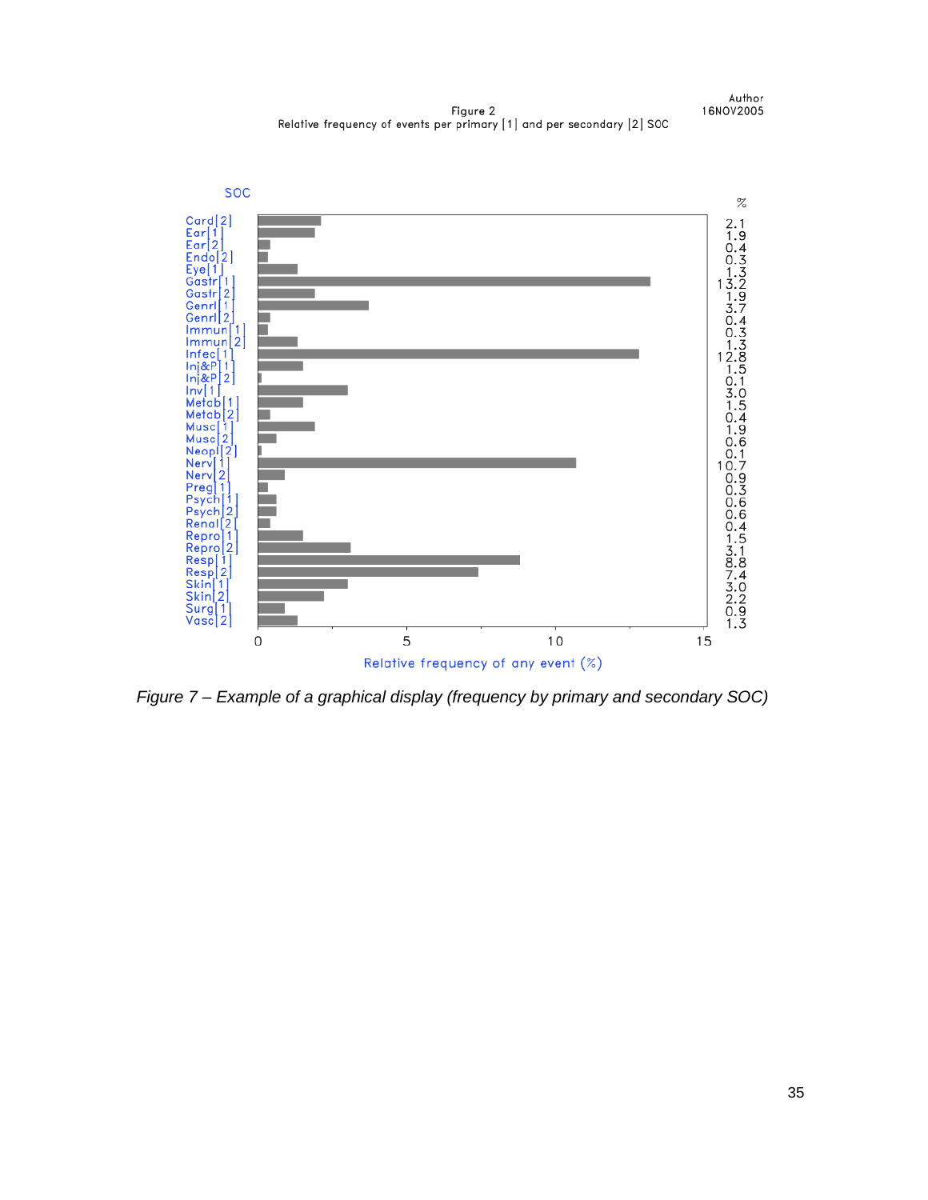Author
16NOV2005

Figure 2
Relative frequency of events per primary [1] and per secondary [2] SOC

| SOC | % |
|---|---|
| Card[2] | 2.1 |
| Ear[1] | 1.9 |
| Ear[2] | 0.4 |
| Endo[2] | 0.3 |
| Eye[1] | 1.3 |
| Gastr[1] | 13.2 |
| Gastr[2] | 1.9 |
| Genrl[1] | 3.7 |
| Genrl[2] | 0.4 |
| Immun[1] | 0.3 |
| Immun[2] | 1.3 |
| Infec[1] | 12.8 |
| Inj&P[1] | 1.5 |
| Inj&P[2] | 0.1 |
| Inv[1] | 3.0 |
| Metab[1] | 1.5 |
| Metab[2] | 0.4 |
| Musc[1] | 1.9 |
| Musc[2] | 0.6 |
| Neopl[2] | 0.1 |
| Nerv[1] | 10.7 |
| Nerv[2] | 0.9 |
| Preg[1] | 0.3 |
| Psych[1] | 0.6 |
| Psych[2] | 0.6 |
| Renal[2] | 0.4 |
| Repro[1] | 1.5 |
| Repro[2] | 3.1 |
| Resp[1] | 8.8 |
| Resp[2] | 7.4 |
| Skin[1] | 3.0 |
| Skin[2] | 2.2 |
| Surg[1] | 0.9 |
| Vasc[2] | 1.3 |

Relative frequency of any event (%)

*Figure 7 – Example of a graphical display (frequency by primary and secondary SOC)*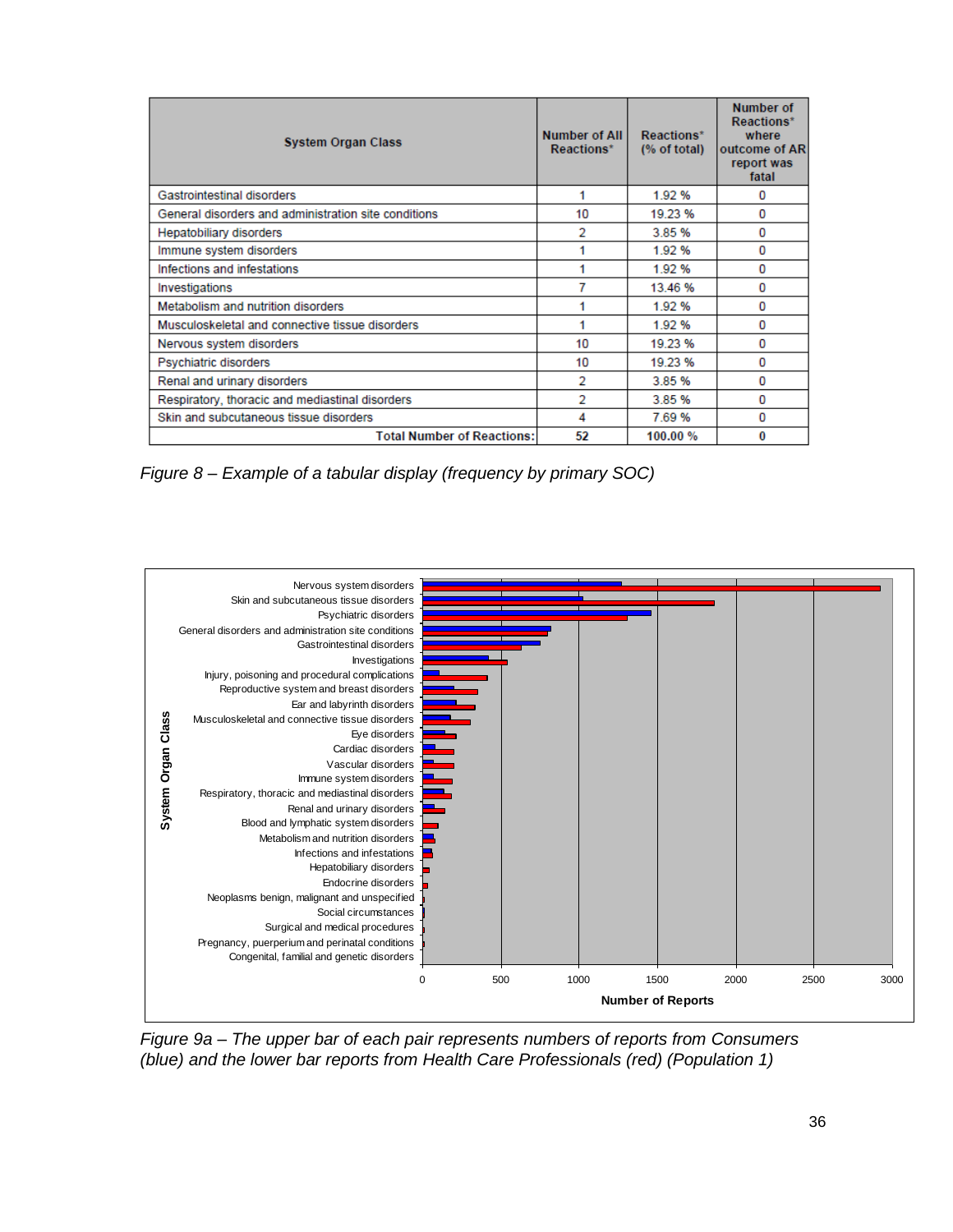| System Organ Class | Number of All Reactions* | Reactions* (% of total) | Number of Reactions* where outcome of AR report was fatal |
|---|---|---|---|
| Gastrointestinal disorders | 1 | 1.92 % | 0 |
| General disorders and administration site conditions | 10 | 19.23 % | 0 |
| Hepatobiliary disorders | 2 | 3.85 % | 0 |
| Immune system disorders | 1 | 1.92 % | 0 |
| Infections and infestations | 1 | 1.92 % | 0 |
| Investigations | 7 | 13.46 % | 0 |
| Metabolism and nutrition disorders | 1 | 1.92 % | 0 |
| Musculoskeletal and connective tissue disorders | 1 | 1.92 % | 0 |
| Nervous system disorders | 10 | 19.23 % | 0 |
| Psychiatric disorders | 10 | 19.23 % | 0 |
| Renal and urinary disorders | 2 | 3.85 % | 0 |
| Respiratory, thoracic and mediastinal disorders | 2 | 3.85 % | 0 |
| Skin and subcutaneous tissue disorders | 4 | 7.69 % | 0 |
| **Total Number of Reactions:** | **52** | **100.00 %** | **0** |

*Figure 8 – Example of a tabular display (frequency by primary SOC)*

*Figure 9a – The upper bar of each pair represents numbers of reports from Consumers (blue) and the lower bar reports from Health Care Professionals (red) (Population 1)*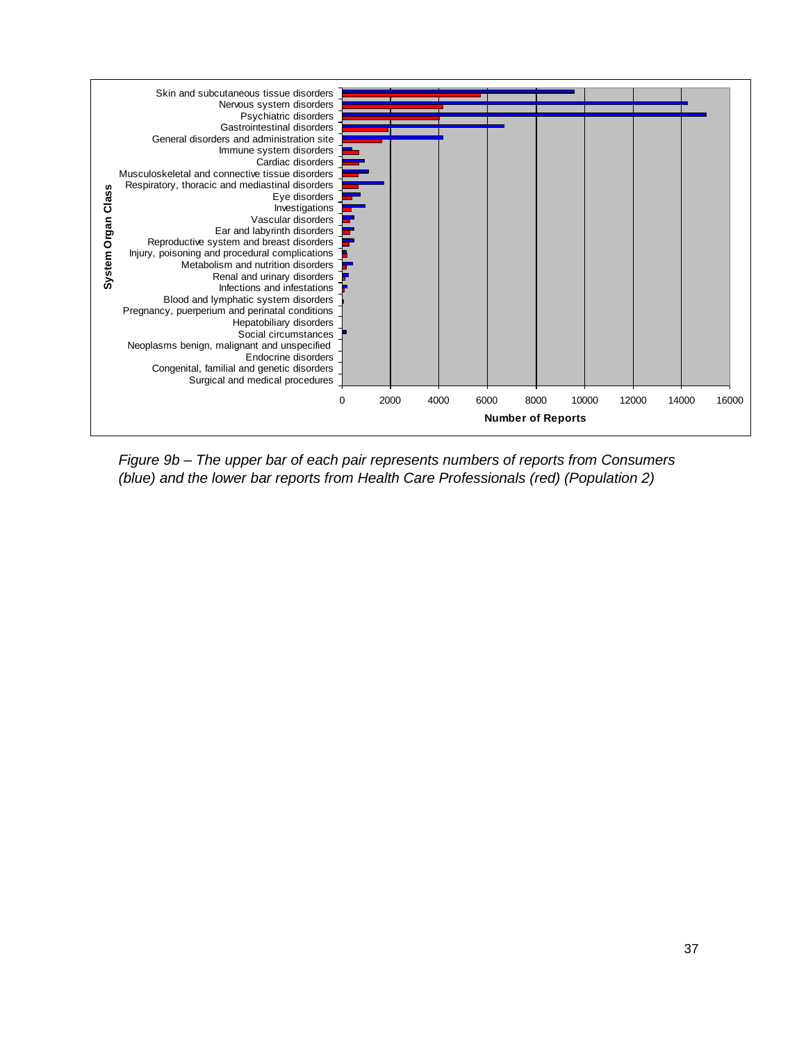*Figure 9b – The upper bar of each pair represents numbers of reports from Consumers (blue) and the lower bar reports from Health Care Professionals (red) (Population 2)*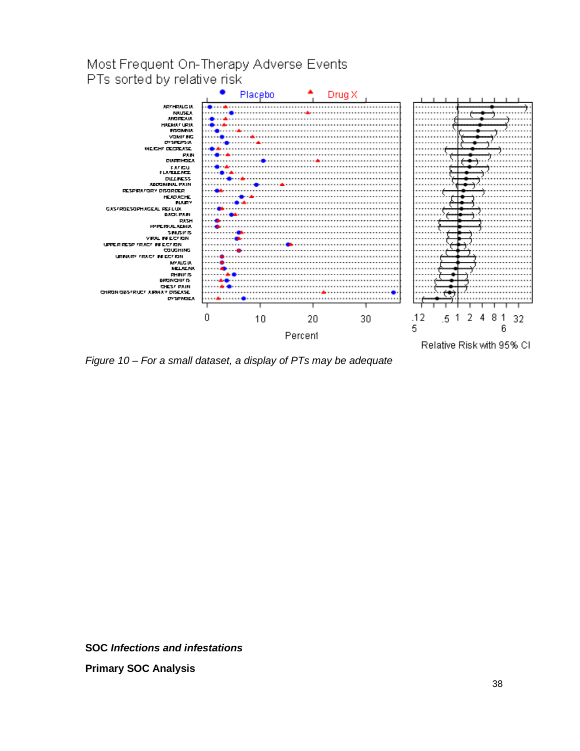*Figure 10 – For a small dataset, a display of PTs may be adequate*

**SOC *Infections and infestations***

**Primary SOC Analysis**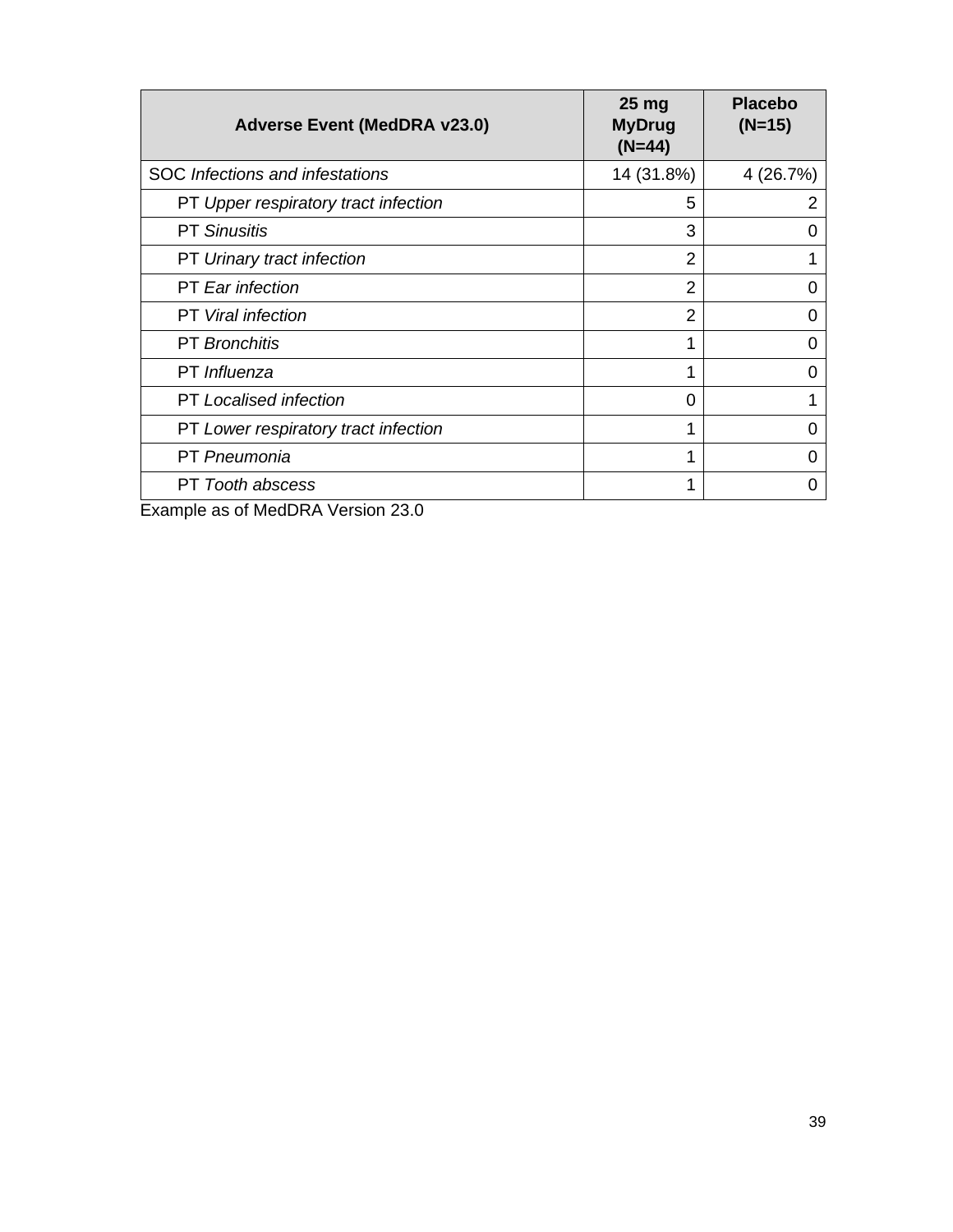| **Adverse Event (MedDRA v23.0)** | **25 mg MyDrug (N=44)** | **Placebo (N=15)** |
|---|---|---|
| SOC *Infections and infestations* | 14 (31.8%) | 4 (26.7%) |
| PT *Upper respiratory tract infection* | 5 | 2 |
| PT *Sinusitis* | 3 | 0 |
| PT *Urinary tract infection* | 2 | 1 |
| PT *Ear infection* | 2 | 0 |
| PT *Viral infection* | 2 | 0 |
| PT *Bronchitis* | 1 | 0 |
| PT *Influenza* | 1 | 0 |
| PT *Localised infection* | 0 | 1 |
| PT *Lower respiratory tract infection* | 1 | 0 |
| PT *Pneumonia* | 1 | 0 |
| PT *Tooth abscess* | 1 | 0 |

Example as of MedDRA Version 23.0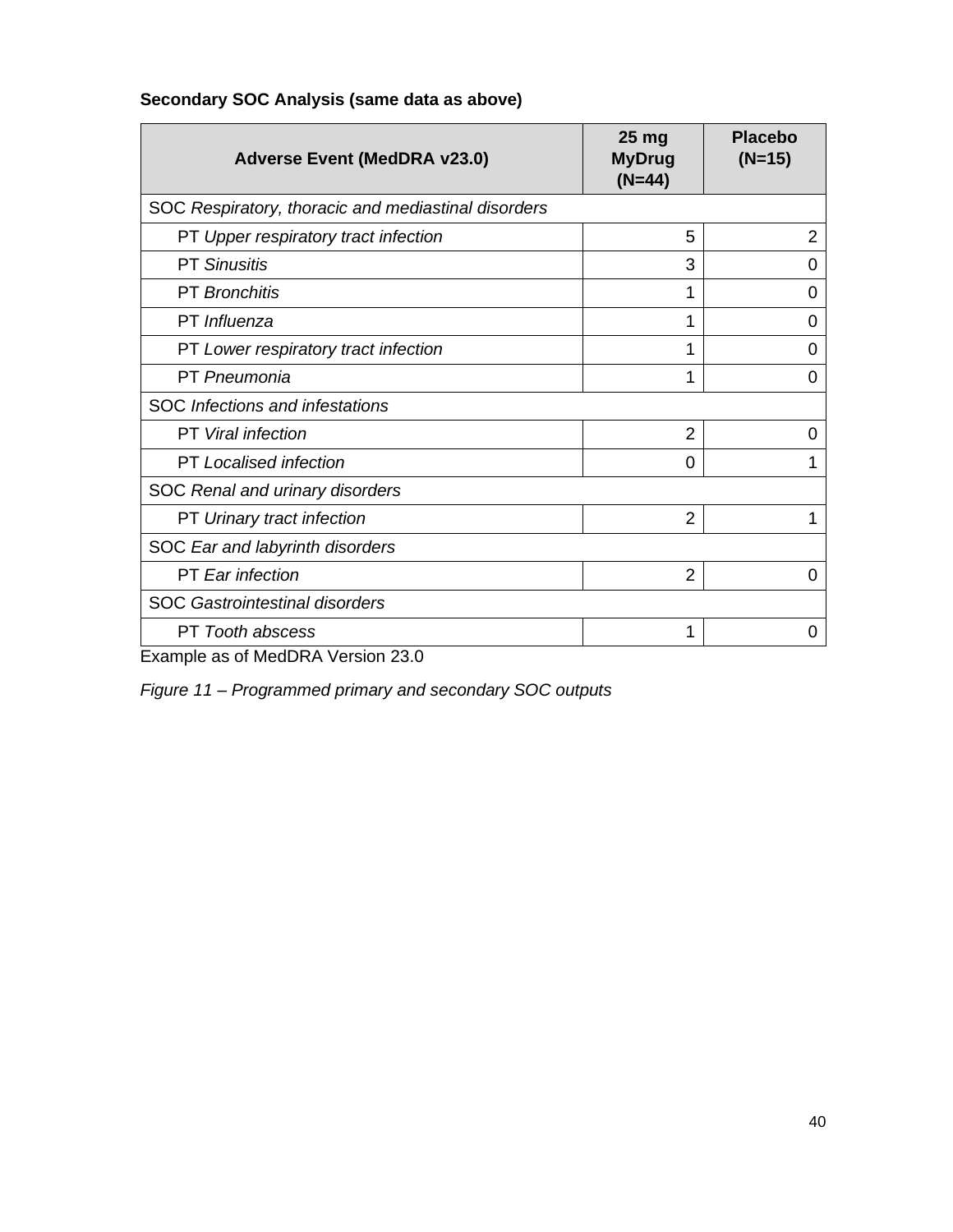**Secondary SOC Analysis (same data as above)**

| Adverse Event (MedDRA v23.0) | 25 mg MyDrug (N=44) | Placebo (N=15) |
|---|---|---|
| SOC *Respiratory, thoracic and mediastinal disorders* | | |
| PT *Upper respiratory tract infection* | 5 | 2 |
| PT *Sinusitis* | 3 | 0 |
| PT *Bronchitis* | 1 | 0 |
| PT *Influenza* | 1 | 0 |
| PT *Lower respiratory tract infection* | 1 | 0 |
| PT *Pneumonia* | 1 | 0 |
| SOC *Infections and infestations* | | |
| PT *Viral infection* | 2 | 0 |
| PT *Localised infection* | 0 | 1 |
| SOC *Renal and urinary disorders* | | |
| PT *Urinary tract infection* | 2 | 1 |
| SOC *Ear and labyrinth disorders* | | |
| PT *Ear infection* | 2 | 0 |
| SOC *Gastrointestinal disorders* | | |
| PT *Tooth abscess* | 1 | 0 |

Example as of MedDRA Version 23.0

*Figure 11 – Programmed primary and secondary SOC outputs*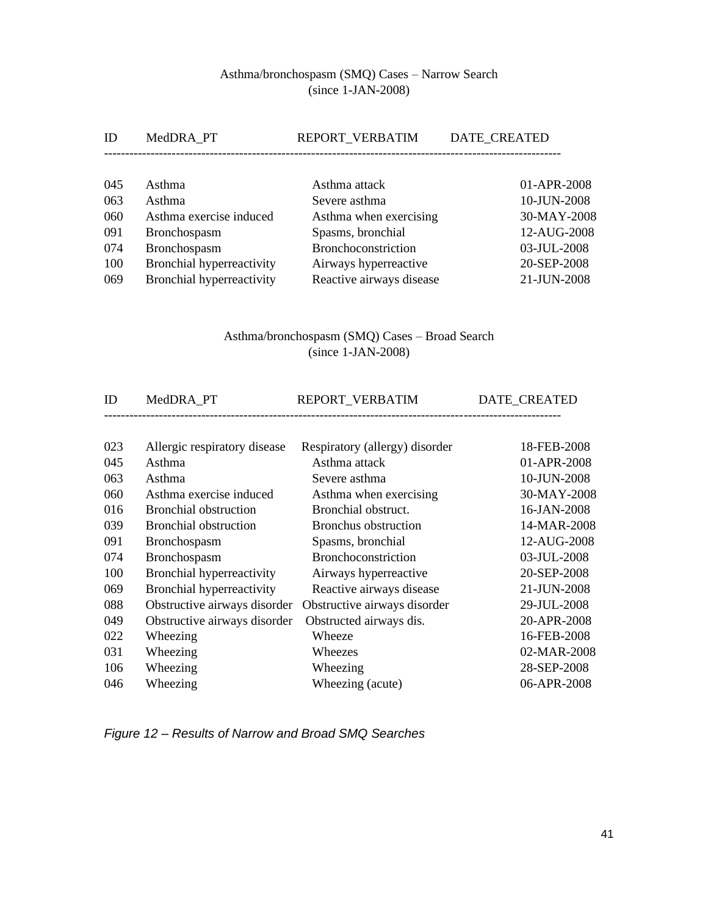Asthma/bronchospasm (SMQ) Cases – Narrow Search
(since 1-JAN-2008)

| ID | MedDRA_PT | REPORT_VERBATIM | DATE_CREATED |
|---|---|---|---|
| 045 | Asthma | Asthma attack | 01-APR-2008 |
| 063 | Asthma | Severe asthma | 10-JUN-2008 |
| 060 | Asthma exercise induced | Asthma when exercising | 30-MAY-2008 |
| 091 | Bronchospasm | Spasms, bronchial | 12-AUG-2008 |
| 074 | Bronchospasm | Bronchoconstriction | 03-JUL-2008 |
| 100 | Bronchial hyperreactivity | Airways hyperreactive | 20-SEP-2008 |
| 069 | Bronchial hyperreactivity | Reactive airways disease | 21-JUN-2008 |

Asthma/bronchospasm (SMQ) Cases – Broad Search
(since 1-JAN-2008)

| ID | MedDRA_PT | REPORT_VERBATIM | DATE_CREATED |
|---|---|---|---|
| 023 | Allergic respiratory disease | Respiratory (allergy) disorder | 18-FEB-2008 |
| 045 | Asthma | Asthma attack | 01-APR-2008 |
| 063 | Asthma | Severe asthma | 10-JUN-2008 |
| 060 | Asthma exercise induced | Asthma when exercising | 30-MAY-2008 |
| 016 | Bronchial obstruction | Bronchial obstruct. | 16-JAN-2008 |
| 039 | Bronchial obstruction | Bronchus obstruction | 14-MAR-2008 |
| 091 | Bronchospasm | Spasms, bronchial | 12-AUG-2008 |
| 074 | Bronchospasm | Bronchoconstriction | 03-JUL-2008 |
| 100 | Bronchial hyperreactivity | Airways hyperreactive | 20-SEP-2008 |
| 069 | Bronchial hyperreactivity | Reactive airways disease | 21-JUN-2008 |
| 088 | Obstructive airways disorder | Obstructive airways disorder | 29-JUL-2008 |
| 049 | Obstructive airways disorder | Obstructed airways dis. | 20-APR-2008 |
| 022 | Wheezing | Wheeze | 16-FEB-2008 |
| 031 | Wheezing | Wheezes | 02-MAR-2008 |
| 106 | Wheezing | Wheezing | 28-SEP-2008 |
| 046 | Wheezing | Wheezing (acute) | 06-APR-2008 |

*Figure 12 – Results of Narrow and Broad SMQ Searches*